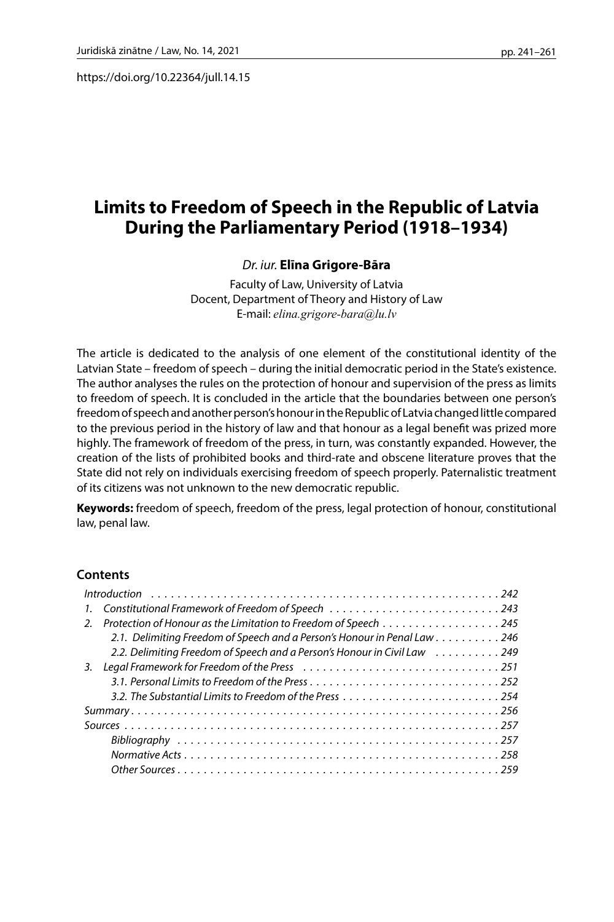https://doi.org/10.22364/jull.14.15

# Limits to Freedom of Speech in the Republic of Latvia During the Parliamentary Period (1918–1934)

*Dr. iur.* **Elīna Grigore-Bāra**

Faculty of Law, University of Latvia
Docent, Department of Theory and History of Law
E-mail: *elina.grigore-bara@lu.lv*

The article is dedicated to the analysis of one element of the constitutional identity of the Latvian State – freedom of speech – during the initial democratic period in the State's existence. The author analyses the rules on the protection of honour and supervision of the press as limits to freedom of speech. It is concluded in the article that the boundaries between one person's freedom of speech and another person's honour in the Republic of Latvia changed little compared to the previous period in the history of law and that honour as a legal benefit was prized more highly. The framework of freedom of the press, in turn, was constantly expanded. However, the creation of the lists of prohibited books and third-rate and obscene literature proves that the State did not rely on individuals exercising freedom of speech properly. Paternalistic treatment of its citizens was not unknown to the new democratic republic.

**Keywords:** freedom of speech, freedom of the press, legal protection of honour, constitutional law, penal law.

## Contents

*Introduction* . . . . . . . . . . 242
*1. Constitutional Framework of Freedom of Speech* . . . . . . . . . . 243
*2. Protection of Honour as the Limitation to Freedom of Speech* . . . . . . . . . . 245
*2.1. Delimiting Freedom of Speech and a Person's Honour in Penal Law* . . . . . . . . . . 246
*2.2. Delimiting Freedom of Speech and a Person's Honour in Civil Law* . . . . . . . . . . 249
*3. Legal Framework for Freedom of the Press* . . . . . . . . . . 251
*3.1. Personal Limits to Freedom of the Press* . . . . . . . . . . 252
*3.2. The Substantial Limits to Freedom of the Press* . . . . . . . . . . 254
*Summary* . . . . . . . . . . 256
*Sources* . . . . . . . . . . 257
*Bibliography* . . . . . . . . . . 257
*Normative Acts* . . . . . . . . . . 258
*Other Sources* . . . . . . . . . . 259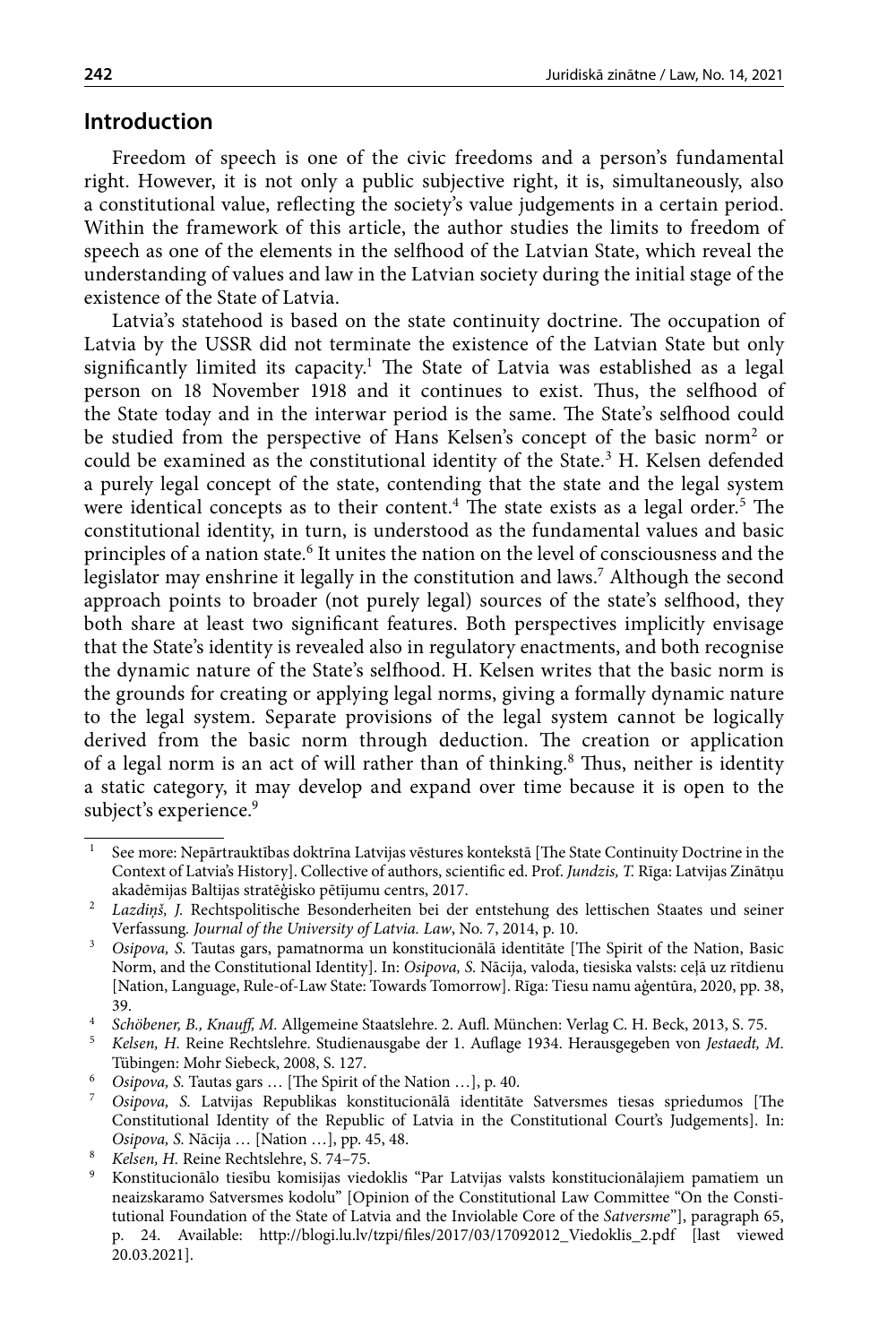## Introduction

Freedom of speech is one of the civic freedoms and a person's fundamental right. However, it is not only a public subjective right, it is, simultaneously, also a constitutional value, reflecting the society's value judgements in a certain period. Within the framework of this article, the author studies the limits to freedom of speech as one of the elements in the selfhood of the Latvian State, which reveal the understanding of values and law in the Latvian society during the initial stage of the existence of the State of Latvia.

Latvia's statehood is based on the state continuity doctrine. The occupation of Latvia by the USSR did not terminate the existence of the Latvian State but only significantly limited its capacity.[1] The State of Latvia was established as a legal person on 18 November 1918 and it continues to exist. Thus, the selfhood of the State today and in the interwar period is the same. The State's selfhood could be studied from the perspective of Hans Kelsen's concept of the basic norm[2] or could be examined as the constitutional identity of the State.[3] H. Kelsen defended a purely legal concept of the state, contending that the state and the legal system were identical concepts as to their content.[4] The state exists as a legal order.[5] The constitutional identity, in turn, is understood as the fundamental values and basic principles of a nation state.[6] It unites the nation on the level of consciousness and the legislator may enshrine it legally in the constitution and laws.[7] Although the second approach points to broader (not purely legal) sources of the state's selfhood, they both share at least two significant features. Both perspectives implicitly envisage that the State's identity is revealed also in regulatory enactments, and both recognise the dynamic nature of the State's selfhood. H. Kelsen writes that the basic norm is the grounds for creating or applying legal norms, giving a formally dynamic nature to the legal system. Separate provisions of the legal system cannot be logically derived from the basic norm through deduction. The creation or application of a legal norm is an act of will rather than of thinking.[8] Thus, neither is identity a static category, it may develop and expand over time because it is open to the subject's experience.[9]

---

[1] See more: Nepārtrauktības doktrīna Latvijas vēstures kontekstā [The State Continuity Doctrine in the Context of Latvia's History]. Collective of authors, scientific ed. Prof. *Jundzis, T.* Rīga: Latvijas Zinātņu akadēmijas Baltijas stratēģisko pētījumu centrs, 2017.

[2] *Lazdiņš, J.* Rechtspolitische Besonderheiten bei der entstehung des lettischen Staates und seiner Verfassung. *Journal of the University of Latvia. Law*, No. 7, 2014, p. 10.

[3] *Osipova, S.* Tautas gars, pamatnorma un konstitucionālā identitāte [The Spirit of the Nation, Basic Norm, and the Constitutional Identity]. In: *Osipova, S.* Nācija, valoda, tiesiska valsts: ceļā uz rītdienu [Nation, Language, Rule-of-Law State: Towards Tomorrow]. Rīga: Tiesu namu aģentūra, 2020, pp. 38, 39.

[4] *Schöbener, B., Knauff, M.* Allgemeine Staatslehre. 2. Aufl. München: Verlag C. H. Beck, 2013, S. 75.

[5] *Kelsen, H.* Reine Rechtslehre. Studienausgabe der 1. Auflage 1934. Herausgegeben von *Jestaedt, M.* Tübingen: Mohr Siebeck, 2008, S. 127.

[6] *Osipova, S.* Tautas gars … [The Spirit of the Nation …], p. 40.

[7] *Osipova, S.* Latvijas Republikas konstitucionālā identitāte Satversmes tiesas spriedumos [The Constitutional Identity of the Republic of Latvia in the Constitutional Court's Judgements]. In: *Osipova, S.* Nācija … [Nation …], pp. 45, 48.

[8] *Kelsen, H.* Reine Rechtslehre, S. 74–75.

[9] Konstitucionālo tiesību komisijas viedoklis "Par Latvijas valsts konstitucionālajiem pamatiem un neaizskaramo Satversmes kodolu" [Opinion of the Constitutional Law Committee "On the Constitutional Foundation of the State of Latvia and the Inviolable Core of the *Satversme*"], paragraph 65, p. 24. Available: http://blogi.lu.lv/tzpi/files/2017/03/17092012_Viedoklis_2.pdf [last viewed 20.03.2021].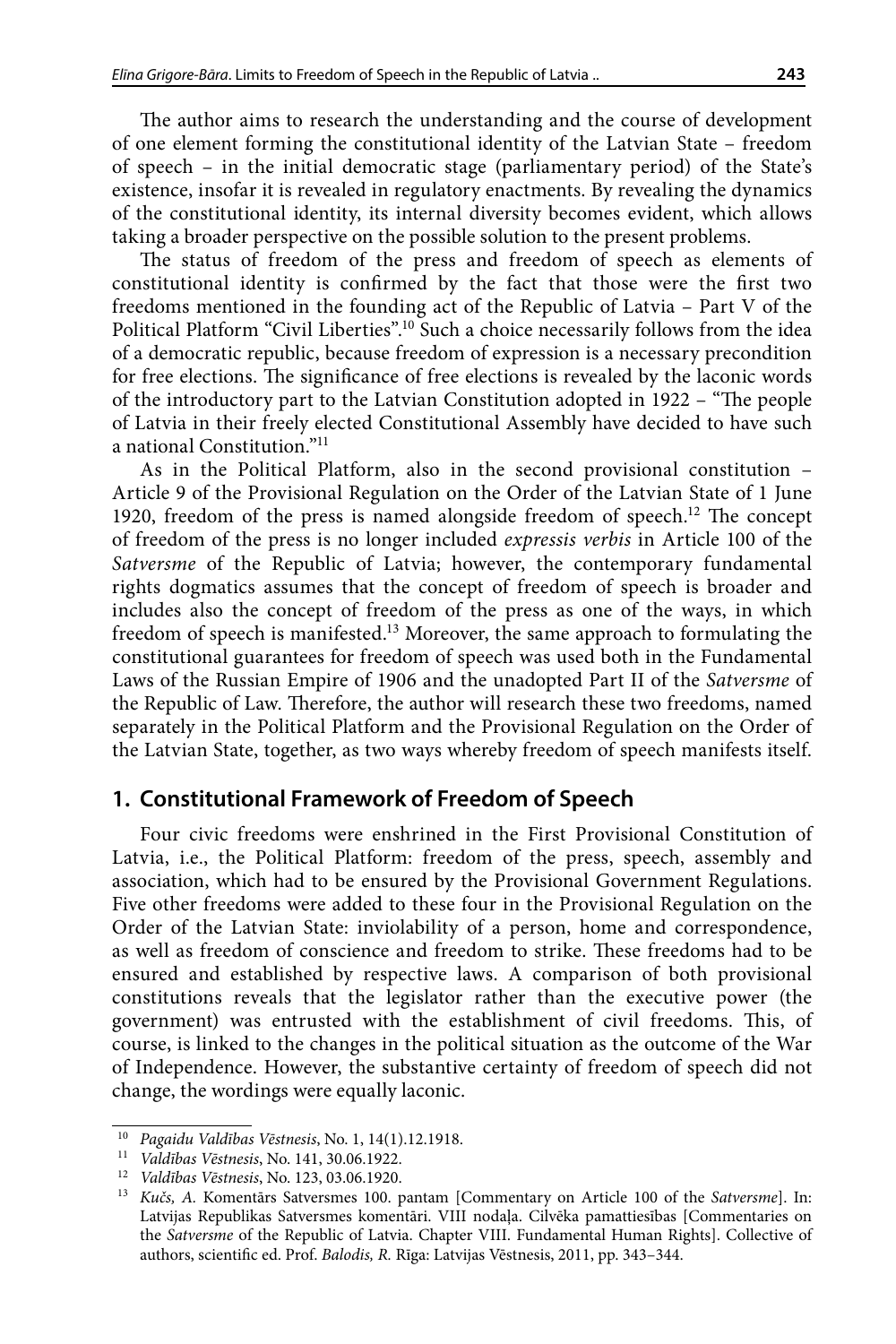The author aims to research the understanding and the course of development of one element forming the constitutional identity of the Latvian State – freedom of speech – in the initial democratic stage (parliamentary period) of the State's existence, insofar it is revealed in regulatory enactments. By revealing the dynamics of the constitutional identity, its internal diversity becomes evident, which allows taking a broader perspective on the possible solution to the present problems.

The status of freedom of the press and freedom of speech as elements of constitutional identity is confirmed by the fact that those were the first two freedoms mentioned in the founding act of the Republic of Latvia – Part V of the Political Platform "Civil Liberties".[10] Such a choice necessarily follows from the idea of a democratic republic, because freedom of expression is a necessary precondition for free elections. The significance of free elections is revealed by the laconic words of the introductory part to the Latvian Constitution adopted in 1922 – "The people of Latvia in their freely elected Constitutional Assembly have decided to have such a national Constitution."[11]

As in the Political Platform, also in the second provisional constitution – Article 9 of the Provisional Regulation on the Order of the Latvian State of 1 June 1920, freedom of the press is named alongside freedom of speech.[12] The concept of freedom of the press is no longer included *expressis verbis* in Article 100 of the *Satversme* of the Republic of Latvia; however, the contemporary fundamental rights dogmatics assumes that the concept of freedom of speech is broader and includes also the concept of freedom of the press as one of the ways, in which freedom of speech is manifested.[13] Moreover, the same approach to formulating the constitutional guarantees for freedom of speech was used both in the Fundamental Laws of the Russian Empire of 1906 and the unadopted Part II of the *Satversme* of the Republic of Law. Therefore, the author will research these two freedoms, named separately in the Political Platform and the Provisional Regulation on the Order of the Latvian State, together, as two ways whereby freedom of speech manifests itself.

## 1. Constitutional Framework of Freedom of Speech

Four civic freedoms were enshrined in the First Provisional Constitution of Latvia, i.e., the Political Platform: freedom of the press, speech, assembly and association, which had to be ensured by the Provisional Government Regulations. Five other freedoms were added to these four in the Provisional Regulation on the Order of the Latvian State: inviolability of a person, home and correspondence, as well as freedom of conscience and freedom to strike. These freedoms had to be ensured and established by respective laws. A comparison of both provisional constitutions reveals that the legislator rather than the executive power (the government) was entrusted with the establishment of civil freedoms. This, of course, is linked to the changes in the political situation as the outcome of the War of Independence. However, the substantive certainty of freedom of speech did not change, the wordings were equally laconic.

---

[10] *Pagaidu Valdības Vēstnesis*, No. 1, 14(1).12.1918.

[11] *Valdības Vēstnesis*, No. 141, 30.06.1922.

[12] *Valdības Vēstnesis*, No. 123, 03.06.1920.

[13] *Kučs, A.* Komentārs Satversmes 100. pantam [Commentary on Article 100 of the *Satversme*]. In: Latvijas Republikas Satversmes komentāri. VIII nodaļa. Cilvēka pamattiesības [Commentaries on the *Satversme* of the Republic of Latvia. Chapter VIII. Fundamental Human Rights]. Collective of authors, scientific ed. Prof. *Balodis, R.* Rīga: Latvijas Vēstnesis, 2011, pp. 343–344.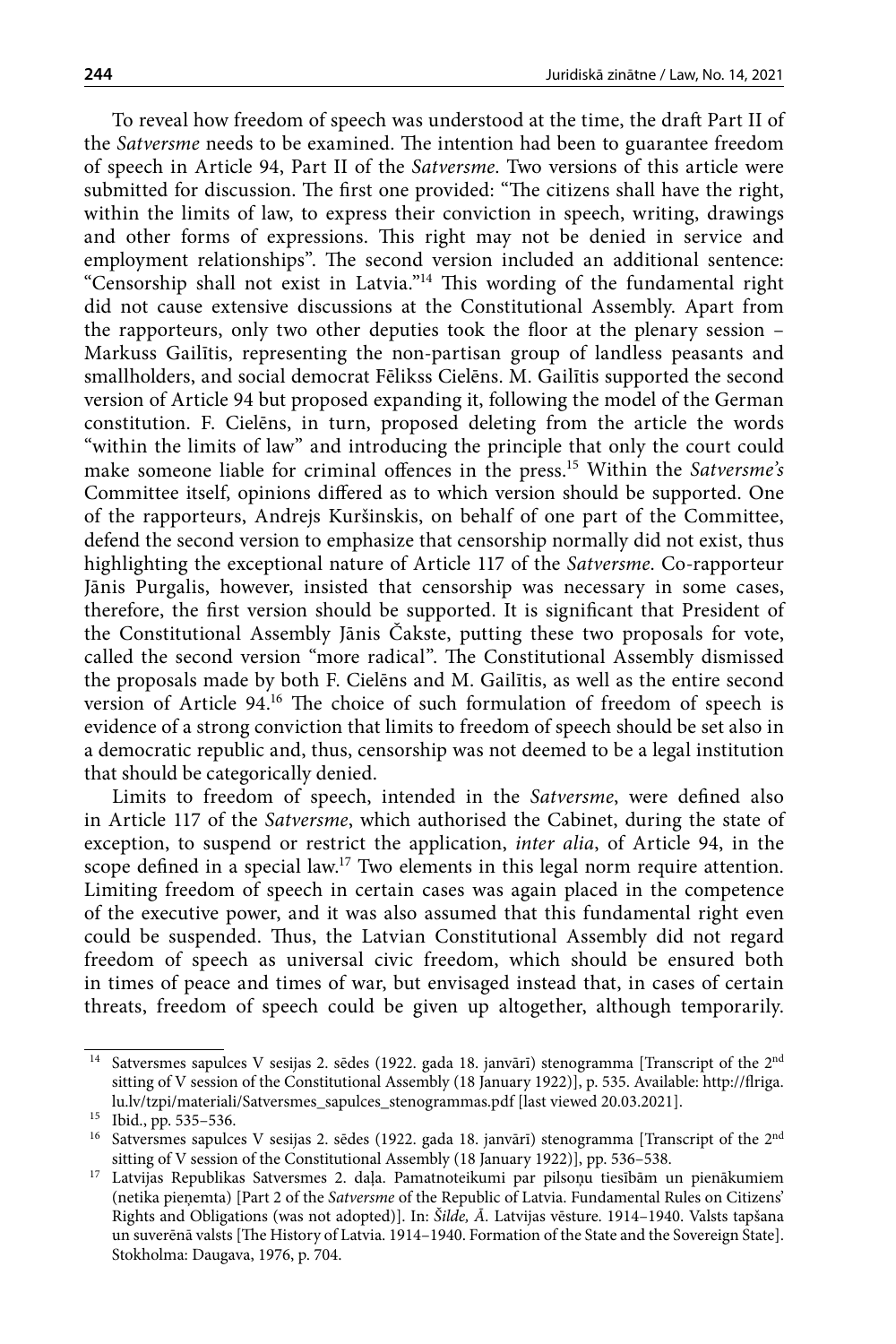To reveal how freedom of speech was understood at the time, the draft Part II of the *Satversme* needs to be examined. The intention had been to guarantee freedom of speech in Article 94, Part II of the *Satversme*. Two versions of this article were submitted for discussion. The first one provided: "The citizens shall have the right, within the limits of law, to express their conviction in speech, writing, drawings and other forms of expressions. This right may not be denied in service and employment relationships". The second version included an additional sentence: "Censorship shall not exist in Latvia."[14] This wording of the fundamental right did not cause extensive discussions at the Constitutional Assembly. Apart from the rapporteurs, only two other deputies took the floor at the plenary session – Markuss Gailītis, representing the non-partisan group of landless peasants and smallholders, and social democrat Fēlikss Cielēns. M. Gailītis supported the second version of Article 94 but proposed expanding it, following the model of the German constitution. F. Cielēns, in turn, proposed deleting from the article the words "within the limits of law" and introducing the principle that only the court could make someone liable for criminal offences in the press.[15] Within the *Satversme's* Committee itself, opinions differed as to which version should be supported. One of the rapporteurs, Andrejs Kuršinskis, on behalf of one part of the Committee, defend the second version to emphasize that censorship normally did not exist, thus highlighting the exceptional nature of Article 117 of the *Satversme*. Co-rapporteur Jānis Purgalis, however, insisted that censorship was necessary in some cases, therefore, the first version should be supported. It is significant that President of the Constitutional Assembly Jānis Čakste, putting these two proposals for vote, called the second version "more radical". The Constitutional Assembly dismissed the proposals made by both F. Cielēns and M. Gailītis, as well as the entire second version of Article 94.[16] The choice of such formulation of freedom of speech is evidence of a strong conviction that limits to freedom of speech should be set also in a democratic republic and, thus, censorship was not deemed to be a legal institution that should be categorically denied.

Limits to freedom of speech, intended in the *Satversme*, were defined also in Article 117 of the *Satversme*, which authorised the Cabinet, during the state of exception, to suspend or restrict the application, *inter alia*, of Article 94, in the scope defined in a special law.[17] Two elements in this legal norm require attention. Limiting freedom of speech in certain cases was again placed in the competence of the executive power, and it was also assumed that this fundamental right even could be suspended. Thus, the Latvian Constitutional Assembly did not regard freedom of speech as universal civic freedom, which should be ensured both in times of peace and times of war, but envisaged instead that, in cases of certain threats, freedom of speech could be given up altogether, although temporarily.

---

[14] Satversmes sapulces V sesijas 2. sēdes (1922. gada 18. janvārī) stenogramma [Transcript of the 2nd sitting of V session of the Constitutional Assembly (18 January 1922)], p. 535. Available: http://flriga.lu.lv/tzpi/materiali/Satversmes_sapulces_stenogrammas.pdf [last viewed 20.03.2021].

[15] Ibid., pp. 535–536.

[16] Satversmes sapulces V sesijas 2. sēdes (1922. gada 18. janvārī) stenogramma [Transcript of the 2nd sitting of V session of the Constitutional Assembly (18 January 1922)], pp. 536–538.

[17] Latvijas Republikas Satversmes 2. daļa. Pamatnoteikumi par pilsoņu tiesībām un pienākumiem (netika pieņemta) [Part 2 of the *Satversme* of the Republic of Latvia. Fundamental Rules on Citizens' Rights and Obligations (was not adopted)]. In: *Šilde, Ā.* Latvijas vēsture. 1914–1940. Valsts tapšana un suverēnā valsts [The History of Latvia. 1914–1940. Formation of the State and the Sovereign State]. Stokholma: Daugava, 1976, p. 704.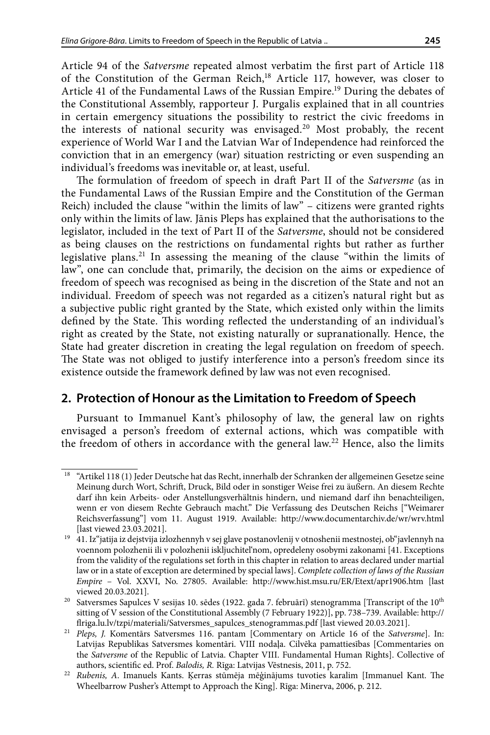Article 94 of the *Satversme* repeated almost verbatim the first part of Article 118 of the Constitution of the German Reich,[18] Article 117, however, was closer to Article 41 of the Fundamental Laws of the Russian Empire.[19] During the debates of the Constitutional Assembly, rapporteur J. Purgalis explained that in all countries in certain emergency situations the possibility to restrict the civic freedoms in the interests of national security was envisaged.[20] Most probably, the recent experience of World War I and the Latvian War of Independence had reinforced the conviction that in an emergency (war) situation restricting or even suspending an individual's freedoms was inevitable or, at least, useful.

The formulation of freedom of speech in draft Part II of the *Satversme* (as in the Fundamental Laws of the Russian Empire and the Constitution of the German Reich) included the clause "within the limits of law" – citizens were granted rights only within the limits of law. Jānis Pleps has explained that the authorisations to the legislator, included in the text of Part II of the *Satversme*, should not be considered as being clauses on the restrictions on fundamental rights but rather as further legislative plans.[21] In assessing the meaning of the clause "within the limits of law", one can conclude that, primarily, the decision on the aims or expedience of freedom of speech was recognised as being in the discretion of the State and not an individual. Freedom of speech was not regarded as a citizen's natural right but as a subjective public right granted by the State, which existed only within the limits defined by the State. This wording reflected the understanding of an individual's right as created by the State, not existing naturally or supranationally. Hence, the State had greater discretion in creating the legal regulation on freedom of speech. The State was not obliged to justify interference into a person's freedom since its existence outside the framework defined by law was not even recognised.

## 2. Protection of Honour as the Limitation to Freedom of Speech

Pursuant to Immanuel Kant's philosophy of law, the general law on rights envisaged a person's freedom of external actions, which was compatible with the freedom of others in accordance with the general law.[22] Hence, also the limits

---

[18] "Artikel 118 (1) Jeder Deutsche hat das Recht, innerhalb der Schranken der allgemeinen Gesetze seine Meinung durch Wort, Schrift, Druck, Bild oder in sonstiger Weise frei zu äußern. An diesem Rechte darf ihn kein Arbeits- oder Anstellungsverhältnis hindern, und niemand darf ihn benachteiligen, wenn er von diesem Rechte Gebrauch macht." Die Verfassung des Deutschen Reichs ["Weimarer Reichsverfassung"] vom 11. August 1919. Available: http://www.documentarchiv.de/wr/wrv.html [last viewed 23.03.2021].

[19] 41. Iz"jatija iz dejstvija izlozhennyh v sej glave postanovlenij v otnoshenii mestnostej, ob"javlennyh na voennom polozhenii ili v polozhenii iskljuchitel'nom, opredeleny osobymi zakonami [41. Exceptions from the validity of the regulations set forth in this chapter in relation to areas declared under martial law or in a state of exception are determined by special laws]. *Complete collection of laws of the Russian Empire* – Vol. XXVI, No. 27805. Available: http://www.hist.msu.ru/ER/Etext/apr1906.htm [last viewed 20.03.2021].

[20] Satversmes Sapulces V sesijas 10. sēdes (1922. gada 7. februārī) stenogramma [Transcript of the 10th sitting of V session of the Constitutional Assembly (7 February 1922)], pp. 738–739. Available: http://flriga.lu.lv/tzpi/materiali/Satversmes_sapulces_stenogrammas.pdf [last viewed 20.03.2021].

[21] *Pleps, J.* Komentārs Satversmes 116. pantam [Commentary on Article 16 of the *Satversme*]. In: Latvijas Republikas Satversmes komentāri. VIII nodaļa. Cilvēka pamattiesības [Commentaries on the *Satversme* of the Republic of Latvia. Chapter VIII. Fundamental Human Rights]. Collective of authors, scientific ed. Prof. *Balodis, R.* Rīga: Latvijas Vēstnesis, 2011, p. 752.

[22] *Rubenis, A.* Imanuels Kants. Ķerras stūmēja mēģinājums tuvoties karalim [Immanuel Kant. The Wheelbarrow Pusher's Attempt to Approach the King]. Rīga: Minerva, 2006, p. 212.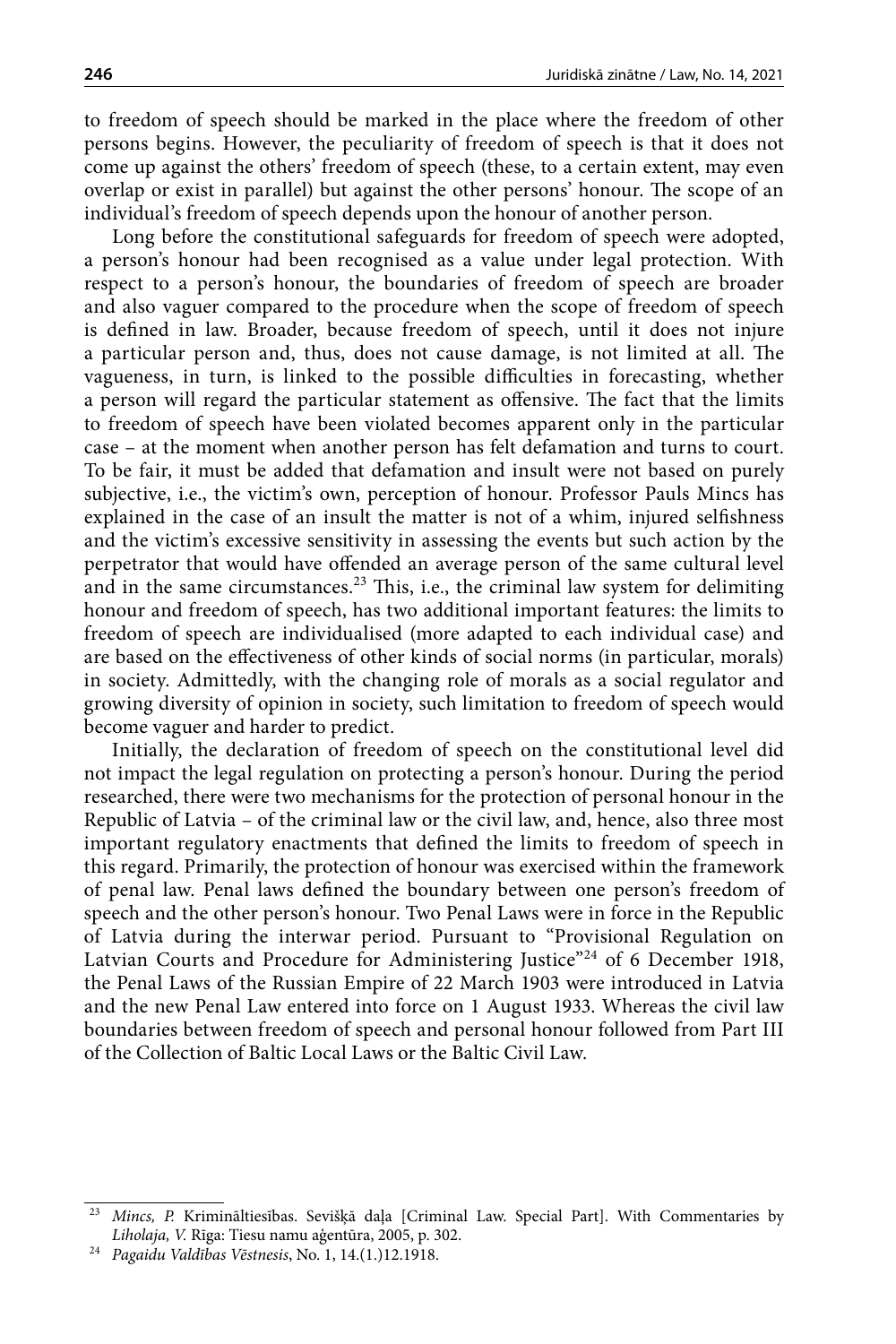to freedom of speech should be marked in the place where the freedom of other persons begins. However, the peculiarity of freedom of speech is that it does not come up against the others' freedom of speech (these, to a certain extent, may even overlap or exist in parallel) but against the other persons' honour. The scope of an individual's freedom of speech depends upon the honour of another person.

Long before the constitutional safeguards for freedom of speech were adopted, a person's honour had been recognised as a value under legal protection. With respect to a person's honour, the boundaries of freedom of speech are broader and also vaguer compared to the procedure when the scope of freedom of speech is defined in law. Broader, because freedom of speech, until it does not injure a particular person and, thus, does not cause damage, is not limited at all. The vagueness, in turn, is linked to the possible difficulties in forecasting, whether a person will regard the particular statement as offensive. The fact that the limits to freedom of speech have been violated becomes apparent only in the particular case – at the moment when another person has felt defamation and turns to court. To be fair, it must be added that defamation and insult were not based on purely subjective, i.e., the victim's own, perception of honour. Professor Pauls Mincs has explained in the case of an insult the matter is not of a whim, injured selfishness and the victim's excessive sensitivity in assessing the events but such action by the perpetrator that would have offended an average person of the same cultural level and in the same circumstances.[23] This, i.e., the criminal law system for delimiting honour and freedom of speech, has two additional important features: the limits to freedom of speech are individualised (more adapted to each individual case) and are based on the effectiveness of other kinds of social norms (in particular, morals) in society. Admittedly, with the changing role of morals as a social regulator and growing diversity of opinion in society, such limitation to freedom of speech would become vaguer and harder to predict.

Initially, the declaration of freedom of speech on the constitutional level did not impact the legal regulation on protecting a person's honour. During the period researched, there were two mechanisms for the protection of personal honour in the Republic of Latvia – of the criminal law or the civil law, and, hence, also three most important regulatory enactments that defined the limits to freedom of speech in this regard. Primarily, the protection of honour was exercised within the framework of penal law. Penal laws defined the boundary between one person's freedom of speech and the other person's honour. Two Penal Laws were in force in the Republic of Latvia during the interwar period. Pursuant to "Provisional Regulation on Latvian Courts and Procedure for Administering Justice"[24] of 6 December 1918, the Penal Laws of the Russian Empire of 22 March 1903 were introduced in Latvia and the new Penal Law entered into force on 1 August 1933. Whereas the civil law boundaries between freedom of speech and personal honour followed from Part III of the Collection of Baltic Local Laws or the Baltic Civil Law.

---

[23] *Mincs, P.* Krimināltiesības. Sevišķā daļa [Criminal Law. Special Part]. With Commentaries by *Liholaja, V.* Rīga: Tiesu namu aģentūra, 2005, p. 302.

[24] *Pagaidu Valdības Vēstnesis*, No. 1, 14.(1.)12.1918.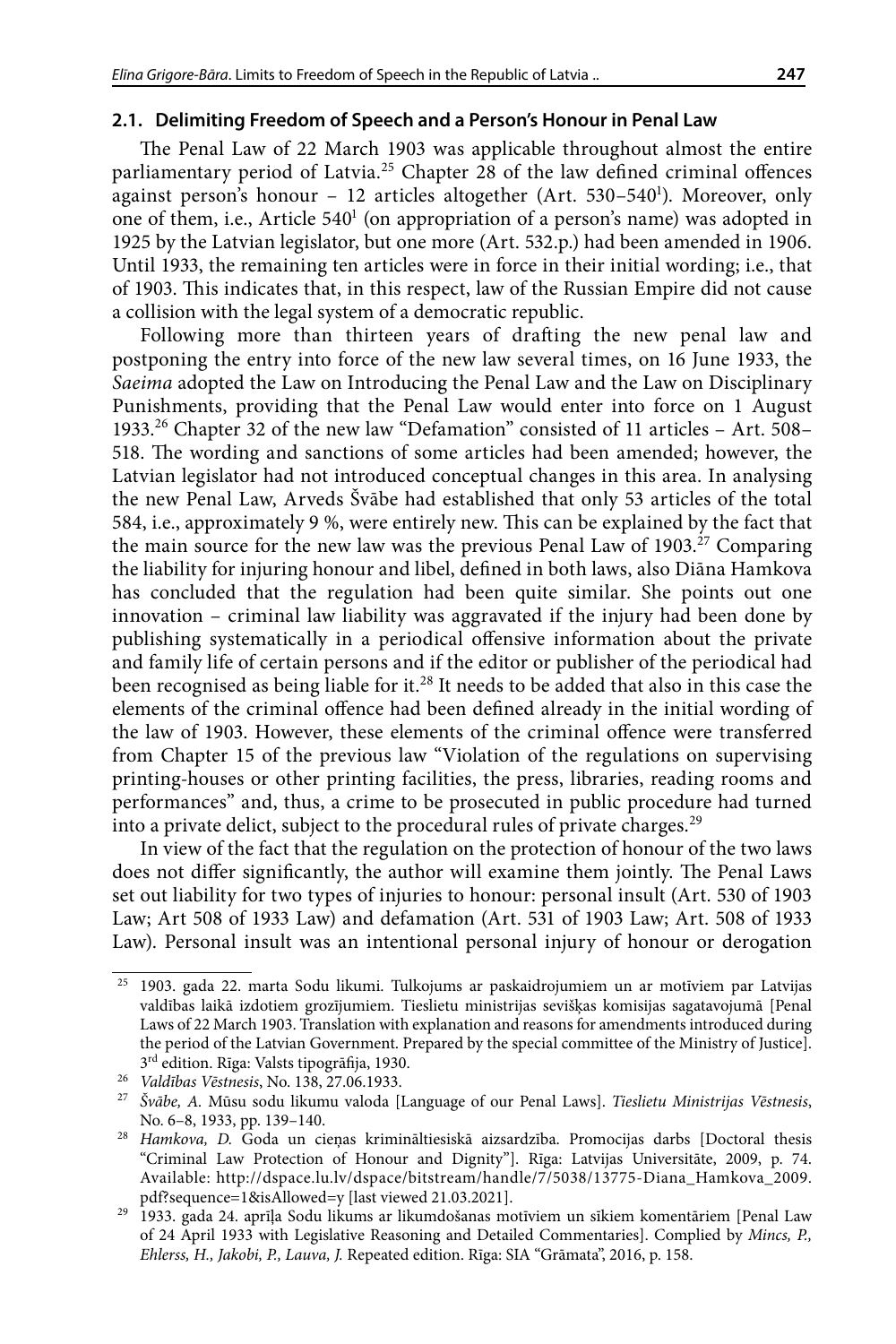### 2.1. Delimiting Freedom of Speech and a Person's Honour in Penal Law

The Penal Law of 22 March 1903 was applicable throughout almost the entire parliamentary period of Latvia.[25] Chapter 28 of the law defined criminal offences against person's honour – 12 articles altogether (Art. 530–540[1]). Moreover, only one of them, i.e., Article 540[1] (on appropriation of a person's name) was adopted in 1925 by the Latvian legislator, but one more (Art. 532.p.) had been amended in 1906. Until 1933, the remaining ten articles were in force in their initial wording; i.e., that of 1903. This indicates that, in this respect, law of the Russian Empire did not cause a collision with the legal system of a democratic republic.

Following more than thirteen years of drafting the new penal law and postponing the entry into force of the new law several times, on 16 June 1933, the *Saeima* adopted the Law on Introducing the Penal Law and the Law on Disciplinary Punishments, providing that the Penal Law would enter into force on 1 August 1933.[26] Chapter 32 of the new law "Defamation" consisted of 11 articles – Art. 508–518. The wording and sanctions of some articles had been amended; however, the Latvian legislator had not introduced conceptual changes in this area. In analysing the new Penal Law, Arveds Švābe had established that only 53 articles of the total 584, i.e., approximately 9 %, were entirely new. This can be explained by the fact that the main source for the new law was the previous Penal Law of 1903.[27] Comparing the liability for injuring honour and libel, defined in both laws, also Diāna Hamkova has concluded that the regulation had been quite similar. She points out one innovation – criminal law liability was aggravated if the injury had been done by publishing systematically in a periodical offensive information about the private and family life of certain persons and if the editor or publisher of the periodical had been recognised as being liable for it.[28] It needs to be added that also in this case the elements of the criminal offence had been defined already in the initial wording of the law of 1903. However, these elements of the criminal offence were transferred from Chapter 15 of the previous law "Violation of the regulations on supervising printing-houses or other printing facilities, the press, libraries, reading rooms and performances" and, thus, a crime to be prosecuted in public procedure had turned into a private delict, subject to the procedural rules of private charges.[29]

In view of the fact that the regulation on the protection of honour of the two laws does not differ significantly, the author will examine them jointly. The Penal Laws set out liability for two types of injuries to honour: personal insult (Art. 530 of 1903 Law; Art 508 of 1933 Law) and defamation (Art. 531 of 1903 Law; Art. 508 of 1933 Law). Personal insult was an intentional personal injury of honour or derogation

---

[25] 1903. gada 22. marta Sodu likumi. Tulkojums ar paskaidrojumiem un ar motīviem par Latvijas valdības laikā izdotiem grozījumiem. Tieslietu ministrijas sevišķas komisijas sagatavojumā [Penal Laws of 22 March 1903. Translation with explanation and reasons for amendments introduced during the period of the Latvian Government. Prepared by the special committee of the Ministry of Justice]. 3rd edition. Rīgа: Valsts tipogrāfija, 1930.

[26] *Valdības Vēstnesis*, No. 138, 27.06.1933.

[27] *Švābe, A.* Mūsu sodu likumu valoda [Language of our Penal Laws]. *Tieslietu Ministrijas Vēstnesis*, No. 6–8, 1933, pp. 139–140.

[28] *Hamkova, D.* Goda un cieņas krimināltiesiskā aizsardzība. Promocijas darbs [Doctoral thesis "Criminal Law Protection of Honour and Dignity"]. Rīga: Latvijas Universitāte, 2009, p. 74. Available: http://dspace.lu.lv/dspace/bitstream/handle/7/5038/13775-Diana_Hamkova_2009.pdf?sequence=1&isAllowed=y [last viewed 21.03.2021].

[29] 1933. gada 24. aprīļa Sodu likums ar likumdošanas motīviem un sīkiem komentāriem [Penal Law of 24 April 1933 with Legislative Reasoning and Detailed Commentaries]. Complied by *Mincs, P., Ehlerss, H., Jakobi, P., Lauva, J.* Repeated edition. Rīga: SIA "Grāmata", 2016, p. 158.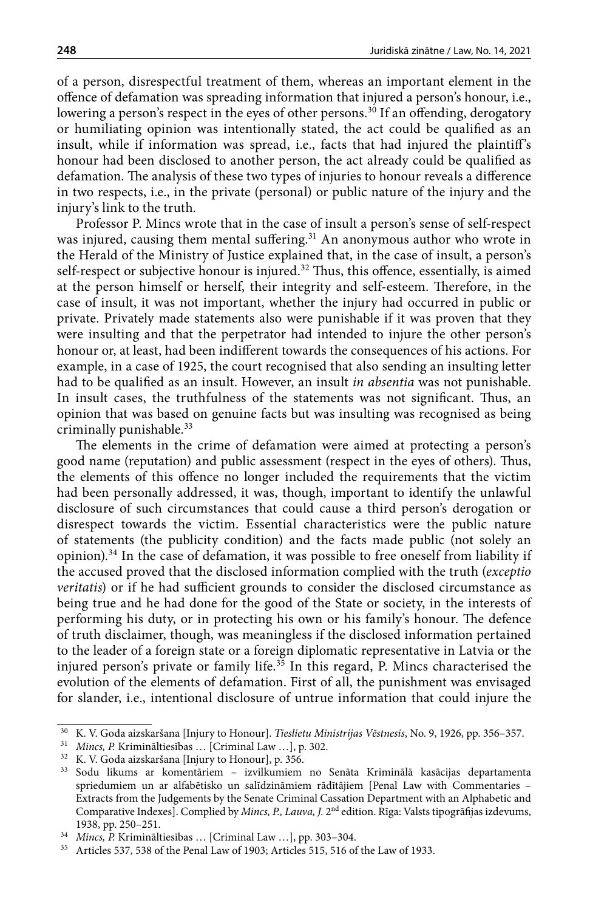of a person, disrespectful treatment of them, whereas an important element in the offence of defamation was spreading information that injured a person's honour, i.e., lowering a person's respect in the eyes of other persons.[30] If an offending, derogatory or humiliating opinion was intentionally stated, the act could be qualified as an insult, while if information was spread, i.e., facts that had injured the plaintiff's honour had been disclosed to another person, the act already could be qualified as defamation. The analysis of these two types of injuries to honour reveals a difference in two respects, i.e., in the private (personal) or public nature of the injury and the injury's link to the truth.

Professor P. Mincs wrote that in the case of insult a person's sense of self-respect was injured, causing them mental suffering.[31] An anonymous author who wrote in the Herald of the Ministry of Justice explained that, in the case of insult, a person's self-respect or subjective honour is injured.[32] Thus, this offence, essentially, is aimed at the person himself or herself, their integrity and self-esteem. Therefore, in the case of insult, it was not important, whether the injury had occurred in public or private. Privately made statements also were punishable if it was proven that they were insulting and that the perpetrator had intended to injure the other person's honour or, at least, had been indifferent towards the consequences of his actions. For example, in a case of 1925, the court recognised that also sending an insulting letter had to be qualified as an insult. However, an insult *in absentia* was not punishable. In insult cases, the truthfulness of the statements was not significant. Thus, an opinion that was based on genuine facts but was insulting was recognised as being criminally punishable.[33]

The elements in the crime of defamation were aimed at protecting a person's good name (reputation) and public assessment (respect in the eyes of others). Thus, the elements of this offence no longer included the requirements that the victim had been personally addressed, it was, though, important to identify the unlawful disclosure of such circumstances that could cause a third person's derogation or disrespect towards the victim. Essential characteristics were the public nature of statements (the publicity condition) and the facts made public (not solely an opinion).[34] In the case of defamation, it was possible to free oneself from liability if the accused proved that the disclosed information complied with the truth (*exceptio veritatis*) or if he had sufficient grounds to consider the disclosed circumstance as being true and he had done for the good of the State or society, in the interests of performing his duty, or in protecting his own or his family's honour. The defence of truth disclaimer, though, was meaningless if the disclosed information pertained to the leader of a foreign state or a foreign diplomatic representative in Latvia or the injured person's private or family life.[35] In this regard, P. Mincs characterised the evolution of the elements of defamation. First of all, the punishment was envisaged for slander, i.e., intentional disclosure of untrue information that could injure the

---

[30] K. V. Goda aizskaršana [Injury to Honour]. *Tieslietu Ministrijas Vēstnesis*, No. 9, 1926, pp. 356–357.

[31] *Mincs, P.* Krimināltiesības … [Criminal Law …], p. 302.

[32] K. V. Goda aizskaršana [Injury to Honour], p. 356.

[33] Sodu likums ar komentāriem – izvilkumiem no Senāta Kriminālā kasācijas departamenta spriedumiem un ar alfabētisko un salīdzināmiem rādītājiem [Penal Law with Commentaries – Extracts from the Judgements by the Senate Criminal Cassation Department with an Alphabetic and Comparative Indexes]. Complied by *Mincs, P., Lauva, J.* 2nd edition. Rīga: Valsts tipogrāfijas izdevums, 1938, pp. 250–251.

[34] *Mincs, P.* Krimināltiesības … [Criminal Law …], pp. 303–304.

[35] Articles 537, 538 of the Penal Law of 1903; Articles 515, 516 of the Law of 1933.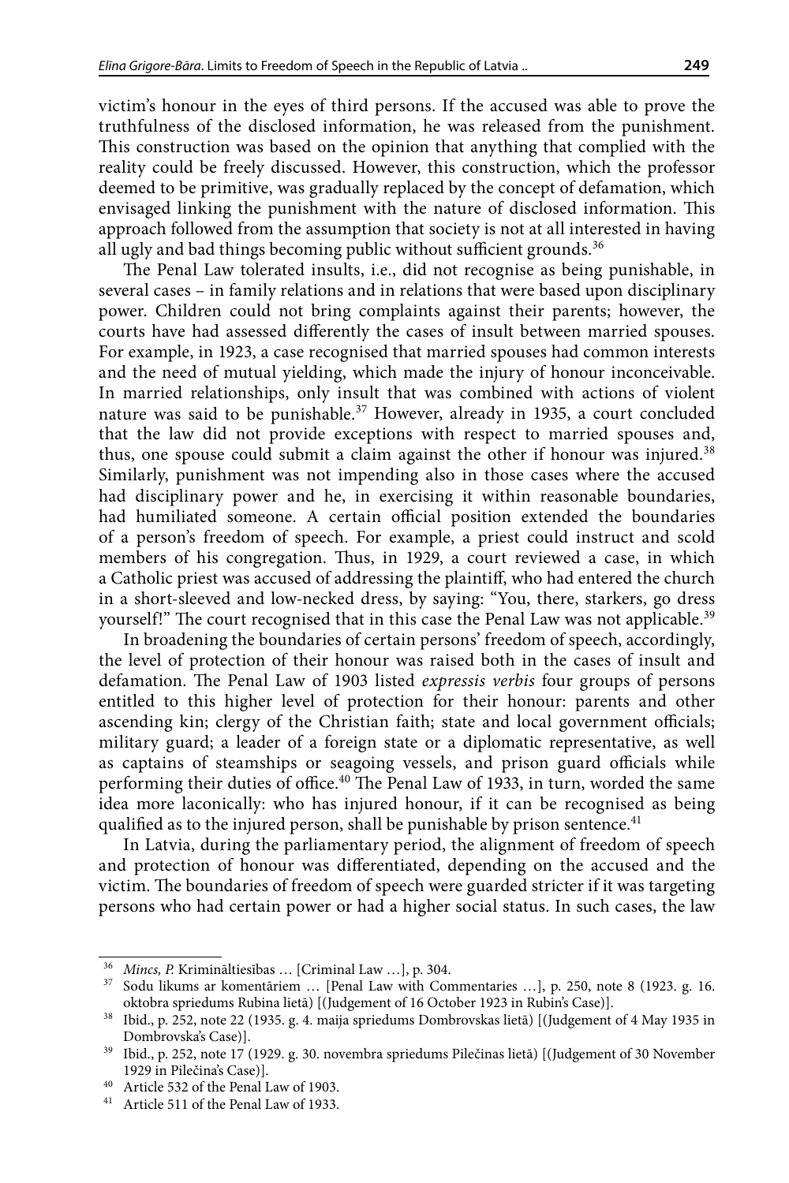victim's honour in the eyes of third persons. If the accused was able to prove the truthfulness of the disclosed information, he was released from the punishment. This construction was based on the opinion that anything that complied with the reality could be freely discussed. However, this construction, which the professor deemed to be primitive, was gradually replaced by the concept of defamation, which envisaged linking the punishment with the nature of disclosed information. This approach followed from the assumption that society is not at all interested in having all ugly and bad things becoming public without sufficient grounds.[36]

The Penal Law tolerated insults, i.e., did not recognise as being punishable, in several cases – in family relations and in relations that were based upon disciplinary power. Children could not bring complaints against their parents; however, the courts have had assessed differently the cases of insult between married spouses. For example, in 1923, a case recognised that married spouses had common interests and the need of mutual yielding, which made the injury of honour inconceivable. In married relationships, only insult that was combined with actions of violent nature was said to be punishable.[37] However, already in 1935, a court concluded that the law did not provide exceptions with respect to married spouses and, thus, one spouse could submit a claim against the other if honour was injured.[38] Similarly, punishment was not impending also in those cases where the accused had disciplinary power and he, in exercising it within reasonable boundaries, had humiliated someone. A certain official position extended the boundaries of a person's freedom of speech. For example, a priest could instruct and scold members of his congregation. Thus, in 1929, a court reviewed a case, in which a Catholic priest was accused of addressing the plaintiff, who had entered the church in a short-sleeved and low-necked dress, by saying: "You, there, starkers, go dress yourself!" The court recognised that in this case the Penal Law was not applicable.[39]

In broadening the boundaries of certain persons' freedom of speech, accordingly, the level of protection of their honour was raised both in the cases of insult and defamation. The Penal Law of 1903 listed *expressis verbis* four groups of persons entitled to this higher level of protection for their honour: parents and other ascending kin; clergy of the Christian faith; state and local government officials; military guard; a leader of a foreign state or a diplomatic representative, as well as captains of steamships or seagoing vessels, and prison guard officials while performing their duties of office.[40] The Penal Law of 1933, in turn, worded the same idea more laconically: who has injured honour, if it can be recognised as being qualified as to the injured person, shall be punishable by prison sentence.[41]

In Latvia, during the parliamentary period, the alignment of freedom of speech and protection of honour was differentiated, depending on the accused and the victim. The boundaries of freedom of speech were guarded stricter if it was targeting persons who had certain power or had a higher social status. In such cases, the law

---

[36] *Mincs, P.* Krimināltiesības … [Criminal Law …], p. 304.

[37] Sodu likums ar komentāriem … [Penal Law with Commentaries …], p. 250, note 8 (1923. g. 16. oktobra spriedums Rubina lietā) [(Judgement of 16 October 1923 in Rubin's Case)].

[38] Ibid., p. 252, note 22 (1935. g. 4. maija spriedums Dombrovskas lietā) [(Judgement of 4 May 1935 in Dombrovska's Case)].

[39] Ibid., p. 252, note 17 (1929. g. 30. novembra spriedums Pilečinas lietā) [(Judgement of 30 November 1929 in Pilečina's Case)].

[40] Article 532 of the Penal Law of 1903.

[41] Article 511 of the Penal Law of 1933.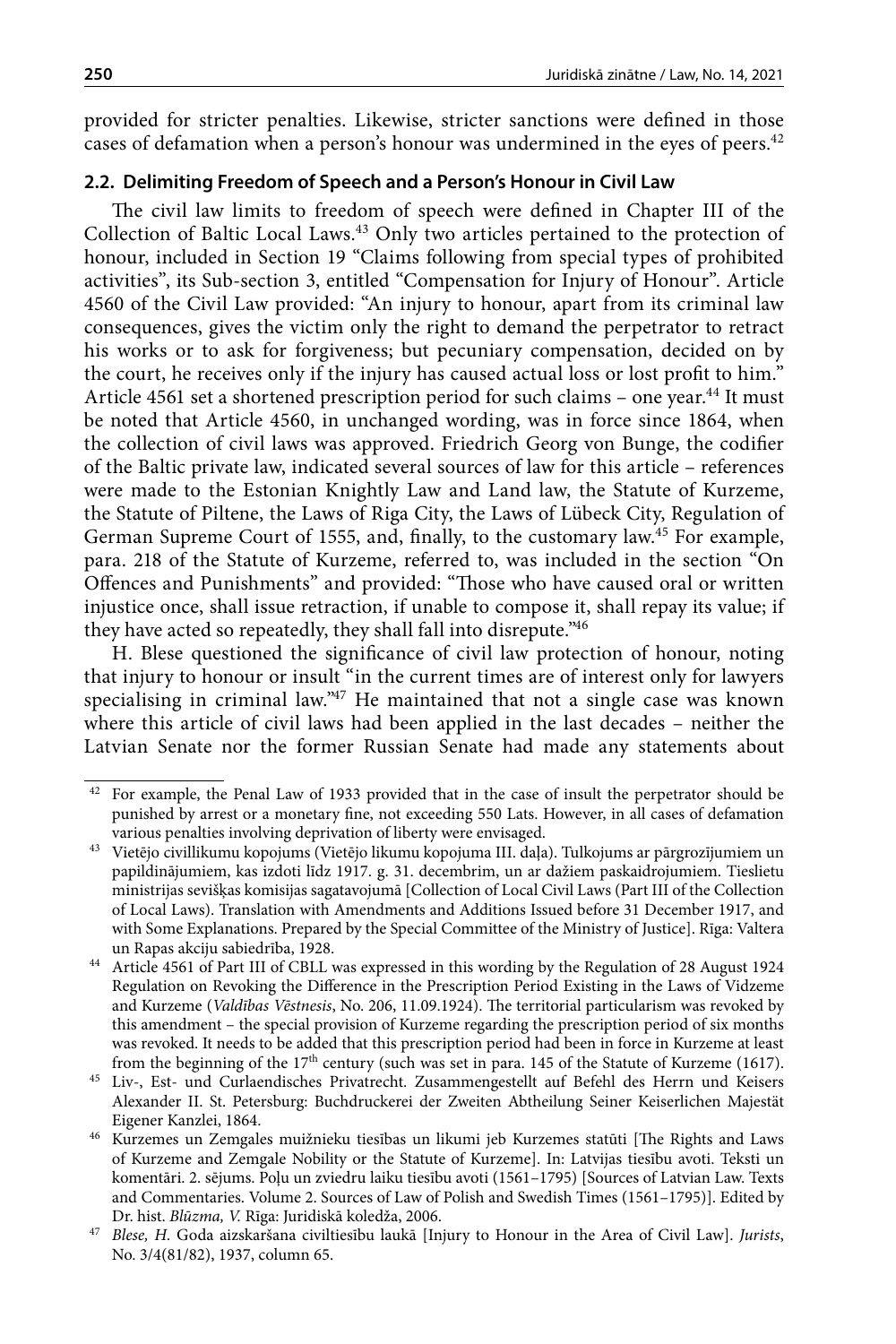provided for stricter penalties. Likewise, stricter sanctions were defined in those cases of defamation when a person's honour was undermined in the eyes of peers.[42]

### 2.2. Delimiting Freedom of Speech and a Person's Honour in Civil Law

The civil law limits to freedom of speech were defined in Chapter III of the Collection of Baltic Local Laws.[43] Only two articles pertained to the protection of honour, included in Section 19 "Claims following from special types of prohibited activities", its Sub-section 3, entitled "Compensation for Injury of Honour". Article 4560 of the Civil Law provided: "An injury to honour, apart from its criminal law consequences, gives the victim only the right to demand the perpetrator to retract his works or to ask for forgiveness; but pecuniary compensation, decided on by the court, he receives only if the injury has caused actual loss or lost profit to him." Article 4561 set a shortened prescription period for such claims – one year.[44] It must be noted that Article 4560, in unchanged wording, was in force since 1864, when the collection of civil laws was approved. Friedrich Georg von Bunge, the codifier of the Baltic private law, indicated several sources of law for this article – references were made to the Estonian Knightly Law and Land law, the Statute of Kurzeme, the Statute of Piltene, the Laws of Riga City, the Laws of Lübeck City, Regulation of German Supreme Court of 1555, and, finally, to the customary law.[45] For example, para. 218 of the Statute of Kurzeme, referred to, was included in the section "On Offences and Punishments" and provided: "Those who have caused oral or written injustice once, shall issue retraction, if unable to compose it, shall repay its value; if they have acted so repeatedly, they shall fall into disrepute."[46]

H. Blese questioned the significance of civil law protection of honour, noting that injury to honour or insult "in the current times are of interest only for lawyers specialising in criminal law."[47] He maintained that not a single case was known where this article of civil laws had been applied in the last decades – neither the Latvian Senate nor the former Russian Senate had made any statements about

---

[42] For example, the Penal Law of 1933 provided that in the case of insult the perpetrator should be punished by arrest or a monetary fine, not exceeding 550 Lats. However, in all cases of defamation various penalties involving deprivation of liberty were envisaged.

[43] Vietējo civillikumu kopojums (Vietējo likumu kopojuma III. daļa). Tulkojums ar pārgrozījumiem un papildinājumiem, kas izdoti līdz 1917. g. 31. decembrim, un ar dažiem paskaidrojumiem. Tieslietu ministrijas sevišķas komisijas sagatavojumā [Collection of Local Civil Laws (Part III of the Collection of Local Laws). Translation with Amendments and Additions Issued before 31 December 1917, and with Some Explanations. Prepared by the Special Committee of the Ministry of Justice]. Rīga: Valtera un Rapas akciju sabiedrība, 1928.

[44] Article 4561 of Part III of CBLL was expressed in this wording by the Regulation of 28 August 1924 Regulation on Revoking the Difference in the Prescription Period Existing in the Laws of Vidzeme and Kurzeme (*Valdības Vēstnesis*, No. 206, 11.09.1924). The territorial particularism was revoked by this amendment – the special provision of Kurzeme regarding the prescription period of six months was revoked. It needs to be added that this prescription period had been in force in Kurzeme at least from the beginning of the 17th century (such was set in para. 145 of the Statute of Kurzeme (1617).

[45] Liv-, Est- und Curlaendisches Privatrecht. Zusammengestellt auf Befehl des Herrn und Keisers Alexander II. St. Petersburg: Buchdruckerei der Zweiten Abtheilung Seiner Keiserlichen Majestät Eigener Kanzlei, 1864.

[46] Kurzemes un Zemgales muižnieku tiesības un likumi jeb Kurzemes statūti [The Rights and Laws of Kurzeme and Zemgale Nobility or the Statute of Kurzeme]. In: Latvijas tiesību avoti. Teksti un komentāri. 2. sējums. Poļu un zviedru laiku tiesību avoti (1561–1795) [Sources of Latvian Law. Texts and Commentaries. Volume 2. Sources of Law of Polish and Swedish Times (1561–1795)]. Edited by Dr. hist. *Blūzma, V.* Rīga: Juridiskā koledža, 2006.

[47] *Blese, H.* Goda aizskaršana civiltiesību laukā [Injury to Honour in the Area of Civil Law]. *Jurists*, No. 3/4(81/82), 1937, column 65.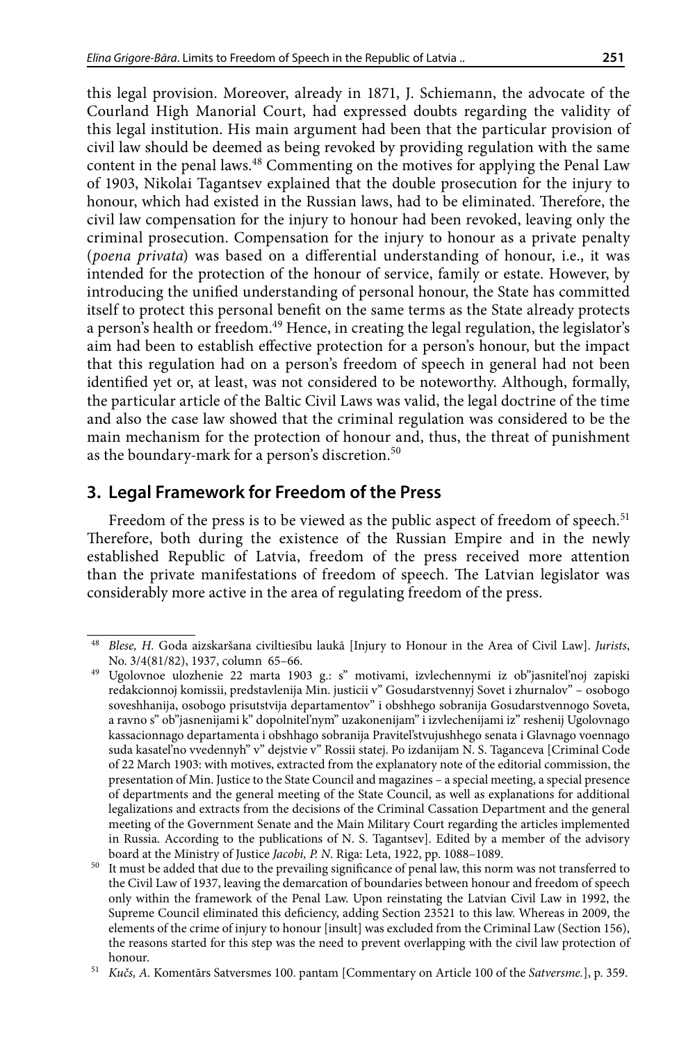this legal provision. Moreover, already in 1871, J. Schiemann, the advocate of the Courland High Manorial Court, had expressed doubts regarding the validity of this legal institution. His main argument had been that the particular provision of civil law should be deemed as being revoked by providing regulation with the same content in the penal laws.[48] Commenting on the motives for applying the Penal Law of 1903, Nikolai Tagantsev explained that the double prosecution for the injury to honour, which had existed in the Russian laws, had to be eliminated. Therefore, the civil law compensation for the injury to honour had been revoked, leaving only the criminal prosecution. Compensation for the injury to honour as a private penalty (*poena privata*) was based on a differential understanding of honour, i.e., it was intended for the protection of the honour of service, family or estate. However, by introducing the unified understanding of personal honour, the State has committed itself to protect this personal benefit on the same terms as the State already protects a person's health or freedom.[49] Hence, in creating the legal regulation, the legislator's aim had been to establish effective protection for a person's honour, but the impact that this regulation had on a person's freedom of speech in general had not been identified yet or, at least, was not considered to be noteworthy. Although, formally, the particular article of the Baltic Civil Laws was valid, the legal doctrine of the time and also the case law showed that the criminal regulation was considered to be the main mechanism for the protection of honour and, thus, the threat of punishment as the boundary-mark for a person's discretion.[50]

## 3. Legal Framework for Freedom of the Press

Freedom of the press is to be viewed as the public aspect of freedom of speech.[51] Therefore, both during the existence of the Russian Empire and in the newly established Republic of Latvia, freedom of the press received more attention than the private manifestations of freedom of speech. The Latvian legislator was considerably more active in the area of regulating freedom of the press.

---

[48] *Blese, H.* Goda aizskaršana civiltiesību laukā [Injury to Honour in the Area of Civil Law]. *Jurists*, No. 3/4(81/82), 1937, column 65–66.

[49] Ugolovnoe ulozhenie 22 marta 1903 g.: s" motivami, izvlechennymi iz ob"jasnitel'noj zapiski redakcionnoj komissii, predstavlenija Min. justicii v" Gosudarstvennyj Sovet i zhurnalov" – osobogo soveshhanija, osobogo prisutstvija departamentov" i obshhego sobranija Gosudarstvennogo Soveta, a ravno s" ob"jasnenijami k" dopolnitel'nym" uzakonenijam" i izvlechenijami iz" reshenij Ugolovnago kassacionnago departamenta i obshhago sobranija Pravitel'stvujushhego senata i Glavnago voennago suda kasatel'no vvedennyh" v" dejstvie v" Rossii statej. Po izdanijam N. S. Taganceva [Criminal Code of 22 March 1903: with motives, extracted from the explanatory note of the editorial commission, the presentation of Min. Justice to the State Council and magazines – a special meeting, a special presence of departments and the general meeting of the State Council, as well as explanations for additional legalizations and extracts from the decisions of the Criminal Cassation Department and the general meeting of the Government Senate and the Main Military Court regarding the articles implemented in Russia. According to the publications of N. S. Tagantsev]. Edited by a member of the advisory board at the Ministry of Justice *Jacobi, P. N.* Riga: Leta, 1922, pp. 1088–1089.

[50] It must be added that due to the prevailing significance of penal law, this norm was not transferred to the Civil Law of 1937, leaving the demarcation of boundaries between honour and freedom of speech only within the framework of the Penal Law. Upon reinstating the Latvian Civil Law in 1992, the Supreme Council eliminated this deficiency, adding Section 23521 to this law. Whereas in 2009, the elements of the crime of injury to honour [insult] was excluded from the Criminal Law (Section 156), the reasons started for this step was the need to prevent overlapping with the civil law protection of honour.

[51] *Kučs, A.* Komentārs Satversmes 100. pantam [Commentary on Article 100 of the *Satversme.*], p. 359.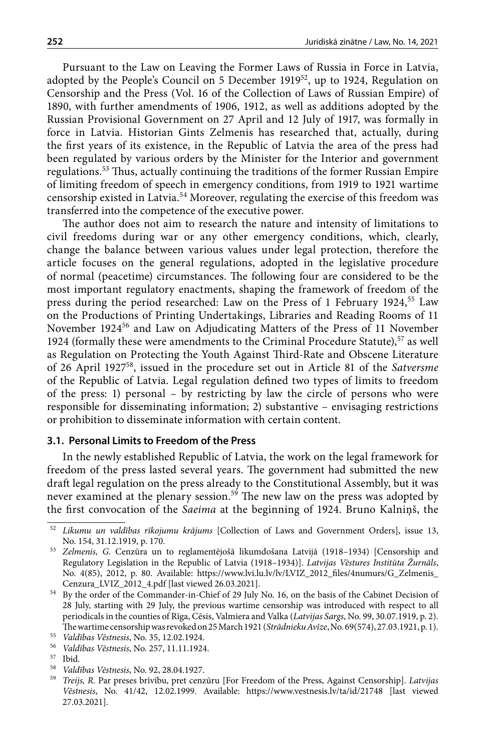Pursuant to the Law on Leaving the Former Laws of Russia in Force in Latvia, adopted by the People's Council on 5 December 1919[52], up to 1924, Regulation on Censorship and the Press (Vol. 16 of the Collection of Laws of Russian Empire) of 1890, with further amendments of 1906, 1912, as well as additions adopted by the Russian Provisional Government on 27 April and 12 July of 1917, was formally in force in Latvia. Historian Gints Zelmenis has researched that, actually, during the first years of its existence, in the Republic of Latvia the area of the press had been regulated by various orders by the Minister for the Interior and government regulations.[53] Thus, actually continuing the traditions of the former Russian Empire of limiting freedom of speech in emergency conditions, from 1919 to 1921 wartime censorship existed in Latvia.[54] Moreover, regulating the exercise of this freedom was transferred into the competence of the executive power.

The author does not aim to research the nature and intensity of limitations to civil freedoms during war or any other emergency conditions, which, clearly, change the balance between various values under legal protection, therefore the article focuses on the general regulations, adopted in the legislative procedure of normal (peacetime) circumstances. The following four are considered to be the most important regulatory enactments, shaping the framework of freedom of the press during the period researched: Law on the Press of 1 February 1924,[55] Law on the Productions of Printing Undertakings, Libraries and Reading Rooms of 11 November 1924[56] and Law on Adjudicating Matters of the Press of 11 November 1924 (formally these were amendments to the Criminal Procedure Statute),[57] as well as Regulation on Protecting the Youth Against Third-Rate and Obscene Literature of 26 April 1927[58], issued in the procedure set out in Article 81 of the *Satversme* of the Republic of Latvia. Legal regulation defined two types of limits to freedom of the press: 1) personal – by restricting by law the circle of persons who were responsible for disseminating information; 2) substantive – envisaging restrictions or prohibition to disseminate information with certain content.

### 3.1. Personal Limits to Freedom of the Press

In the newly established Republic of Latvia, the work on the legal framework for freedom of the press lasted several years. The government had submitted the new draft legal regulation on the press already to the Constitutional Assembly, but it was never examined at the plenary session.[59] The new law on the press was adopted by the first convocation of the *Saeima* at the beginning of 1924. Bruno Kalniņš, the

---

[52] *Likumu un valdības rīkojumu krājums* [Collection of Laws and Government Orders], issue 13, No. 154, 31.12.1919, p. 170.

[53] *Zelmenis, G.* Cenzūra un to reglamentējošā likumdošana Latvijā (1918–1934) [Censorship and Regulatory Legislation in the Republic of Latvia (1918–1934)]. *Latvijas Vēstures Institūta Žurnāls*, No. 4(85), 2012, p. 80. Available: https://www.lvi.lu.lv/lv/LVIZ_2012_files/4numurs/G_Zelmenis_Cenzura_LVIZ_2012_4.pdf [last viewed 26.03.2021].

[54] By the order of the Commander-in-Chief of 29 July No. 16, on the basis of the Cabinet Decision of 28 July, starting with 29 July, the previous wartime censorship was introduced with respect to all periodicals in the counties of Rīga, Cēsis, Valmiera and Valka (*Latvijas Sargs*, No. 99, 30.07.1919, p. 2). The wartime censorship was revoked on 25 March 1921 (*Strādnieku Avīze*, No. 69(574), 27.03.1921, p. 1).

[55] *Valdības Vēstnesis*, No. 35, 12.02.1924.

[56] *Valdības Vēstnesis*, No. 257, 11.11.1924.

[57] Ibid.

[58] *Valdības Vēstnesis*, No. 92, 28.04.1927.

[59] *Treijs, R.* Par preses brīvību, pret cenzūru [For Freedom of the Press, Against Censorship]. *Latvijas Vēstnesis*, No. 41/42, 12.02.1999. Available: https://www.vestnesis.lv/ta/id/21748 [last viewed 27.03.2021].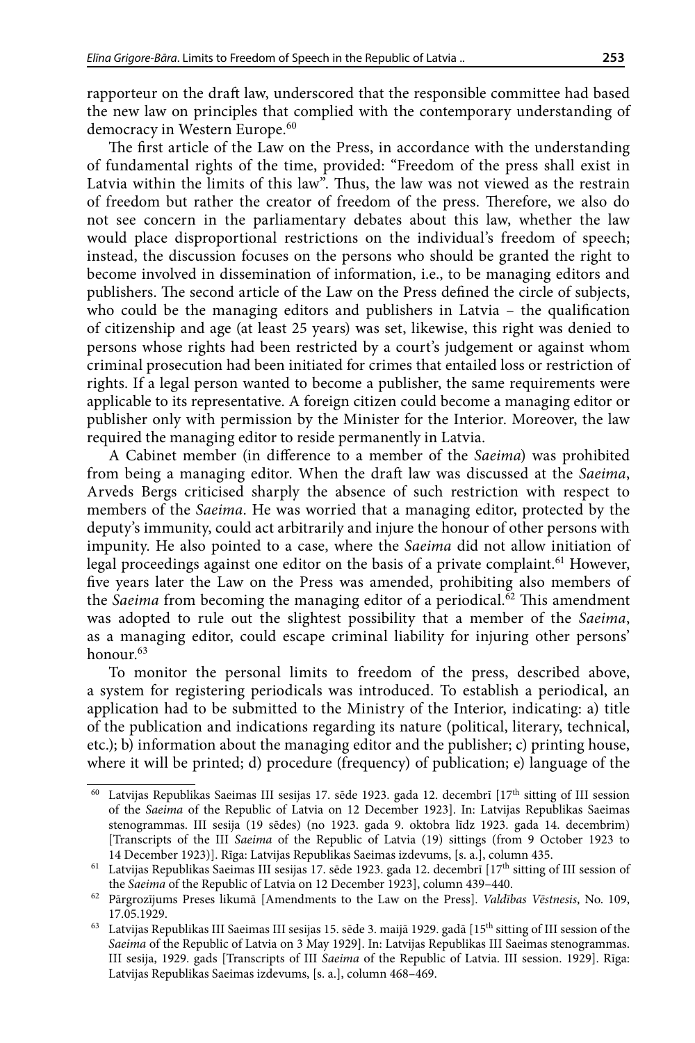rapporteur on the draft law, underscored that the responsible committee had based the new law on principles that complied with the contemporary understanding of democracy in Western Europe.[60]

The first article of the Law on the Press, in accordance with the understanding of fundamental rights of the time, provided: "Freedom of the press shall exist in Latvia within the limits of this law". Thus, the law was not viewed as the restrain of freedom but rather the creator of freedom of the press. Therefore, we also do not see concern in the parliamentary debates about this law, whether the law would place disproportional restrictions on the individual's freedom of speech; instead, the discussion focuses on the persons who should be granted the right to become involved in dissemination of information, i.e., to be managing editors and publishers. The second article of the Law on the Press defined the circle of subjects, who could be the managing editors and publishers in Latvia – the qualification of citizenship and age (at least 25 years) was set, likewise, this right was denied to persons whose rights had been restricted by a court's judgement or against whom criminal prosecution had been initiated for crimes that entailed loss or restriction of rights. If a legal person wanted to become a publisher, the same requirements were applicable to its representative. A foreign citizen could become a managing editor or publisher only with permission by the Minister for the Interior. Moreover, the law required the managing editor to reside permanently in Latvia.

A Cabinet member (in difference to a member of the *Saeima*) was prohibited from being a managing editor. When the draft law was discussed at the *Saeima*, Arveds Bergs criticised sharply the absence of such restriction with respect to members of the *Saeima*. He was worried that a managing editor, protected by the deputy's immunity, could act arbitrarily and injure the honour of other persons with impunity. He also pointed to a case, where the *Saeima* did not allow initiation of legal proceedings against one editor on the basis of a private complaint.[61] However, five years later the Law on the Press was amended, prohibiting also members of the *Saeima* from becoming the managing editor of a periodical.[62] This amendment was adopted to rule out the slightest possibility that a member of the *Saeima*, as a managing editor, could escape criminal liability for injuring other persons' honour.[63]

To monitor the personal limits to freedom of the press, described above, a system for registering periodicals was introduced. To establish a periodical, an application had to be submitted to the Ministry of the Interior, indicating: a) title of the publication and indications regarding its nature (political, literary, technical, etc.); b) information about the managing editor and the publisher; c) printing house, where it will be printed; d) procedure (frequency) of publication; e) language of the

---

[60] Latvijas Republikas Saeimas III sesijas 17. sēde 1923. gada 12. decembrī [17th sitting of III session of the *Saeima* of the Republic of Latvia on 12 December 1923]. In: Latvijas Republikas Saeimas stenogrammas. III sesija (19 sēdes) (no 1923. gada 9. oktobra līdz 1923. gada 14. decembrim) [Transcripts of the III *Saeima* of the Republic of Latvia (19) sittings (from 9 October 1923 to 14 December 1923)]. Rīga: Latvijas Republikas Saeimas izdevums, [s. a.], column 435.

[61] Latvijas Republikas Saeimas III sesijas 17. sēde 1923. gada 12. decembrī [17th sitting of III session of the *Saeima* of the Republic of Latvia on 12 December 1923], column 439–440.

[62] Pārgrozījums Preses likumā [Amendments to the Law on the Press]. *Valdības Vēstnesis*, No. 109, 17.05.1929.

[63] Latvijas Republikas III Saeimas III sesijas 15. sēde 3. maijā 1929. gadā [15th sitting of III session of the *Saeima* of the Republic of Latvia on 3 May 1929]. In: Latvijas Republikas III Saeimas stenogrammas. III sesija, 1929. gads [Transcripts of III *Saeima* of the Republic of Latvia. III session. 1929]. Rīga: Latvijas Republikas Saeimas izdevums, [s. a.], column 468–469.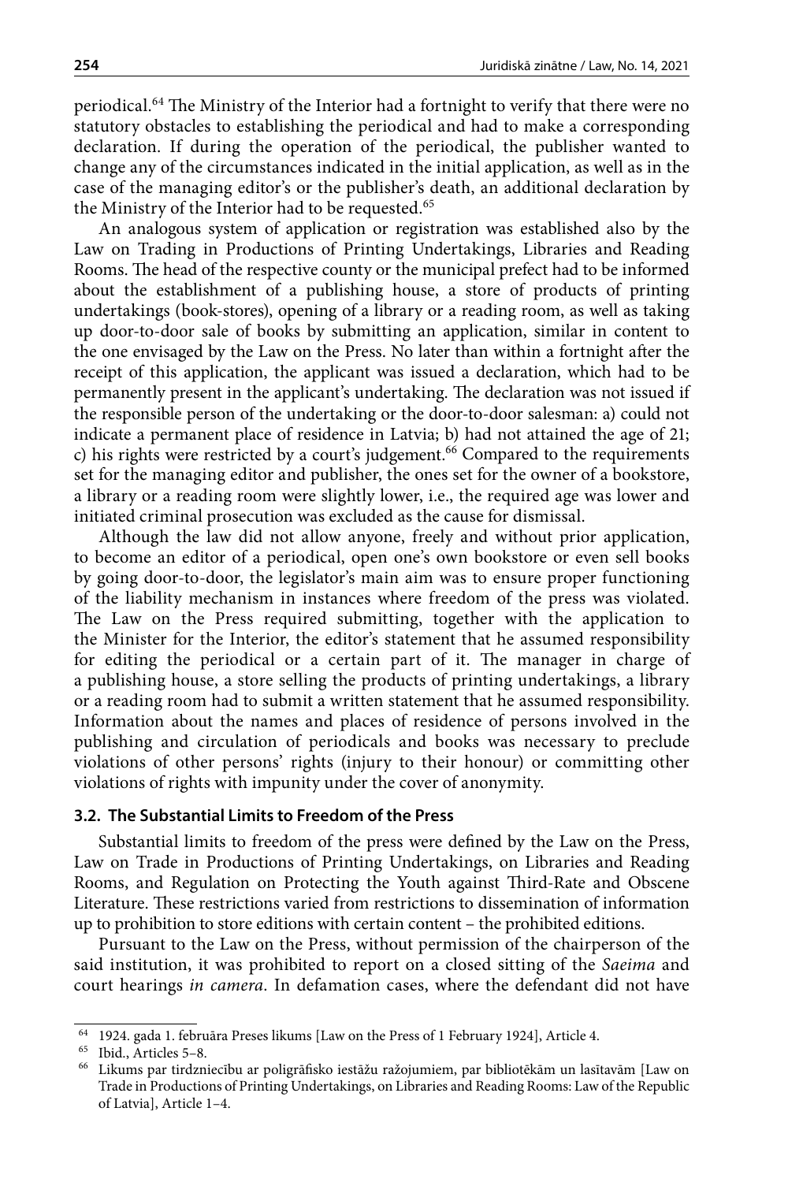periodical.[64] The Ministry of the Interior had a fortnight to verify that there were no statutory obstacles to establishing the periodical and had to make a corresponding declaration. If during the operation of the periodical, the publisher wanted to change any of the circumstances indicated in the initial application, as well as in the case of the managing editor's or the publisher's death, an additional declaration by the Ministry of the Interior had to be requested.[65]

An analogous system of application or registration was established also by the Law on Trading in Productions of Printing Undertakings, Libraries and Reading Rooms. The head of the respective county or the municipal prefect had to be informed about the establishment of a publishing house, a store of products of printing undertakings (book-stores), opening of a library or a reading room, as well as taking up door-to-door sale of books by submitting an application, similar in content to the one envisaged by the Law on the Press. No later than within a fortnight after the receipt of this application, the applicant was issued a declaration, which had to be permanently present in the applicant's undertaking. The declaration was not issued if the responsible person of the undertaking or the door-to-door salesman: a) could not indicate a permanent place of residence in Latvia; b) had not attained the age of 21; c) his rights were restricted by a court's judgement.[66] Compared to the requirements set for the managing editor and publisher, the ones set for the owner of a bookstore, a library or a reading room were slightly lower, i.e., the required age was lower and initiated criminal prosecution was excluded as the cause for dismissal.

Although the law did not allow anyone, freely and without prior application, to become an editor of a periodical, open one's own bookstore or even sell books by going door-to-door, the legislator's main aim was to ensure proper functioning of the liability mechanism in instances where freedom of the press was violated. The Law on the Press required submitting, together with the application to the Minister for the Interior, the editor's statement that he assumed responsibility for editing the periodical or a certain part of it. The manager in charge of a publishing house, a store selling the products of printing undertakings, a library or a reading room had to submit a written statement that he assumed responsibility. Information about the names and places of residence of persons involved in the publishing and circulation of periodicals and books was necessary to preclude violations of other persons' rights (injury to their honour) or committing other violations of rights with impunity under the cover of anonymity.

### 3.2. The Substantial Limits to Freedom of the Press

Substantial limits to freedom of the press were defined by the Law on the Press, Law on Trade in Productions of Printing Undertakings, on Libraries and Reading Rooms, and Regulation on Protecting the Youth against Third-Rate and Obscene Literature. These restrictions varied from restrictions to dissemination of information up to prohibition to store editions with certain content – the prohibited editions.

Pursuant to the Law on the Press, without permission of the chairperson of the said institution, it was prohibited to report on a closed sitting of the *Saeima* and court hearings *in camera*. In defamation cases, where the defendant did not have

---

[64] 1924. gada 1. februāra Preses likums [Law on the Press of 1 February 1924], Article 4.

[65] Ibid., Articles 5–8.

[66] Likums par tirdzniecību ar poligrāfisko iestāžu ražojumiem, par bibliotēkām un lasītavām [Law on Trade in Productions of Printing Undertakings, on Libraries and Reading Rooms: Law of the Republic of Latvia], Article 1–4.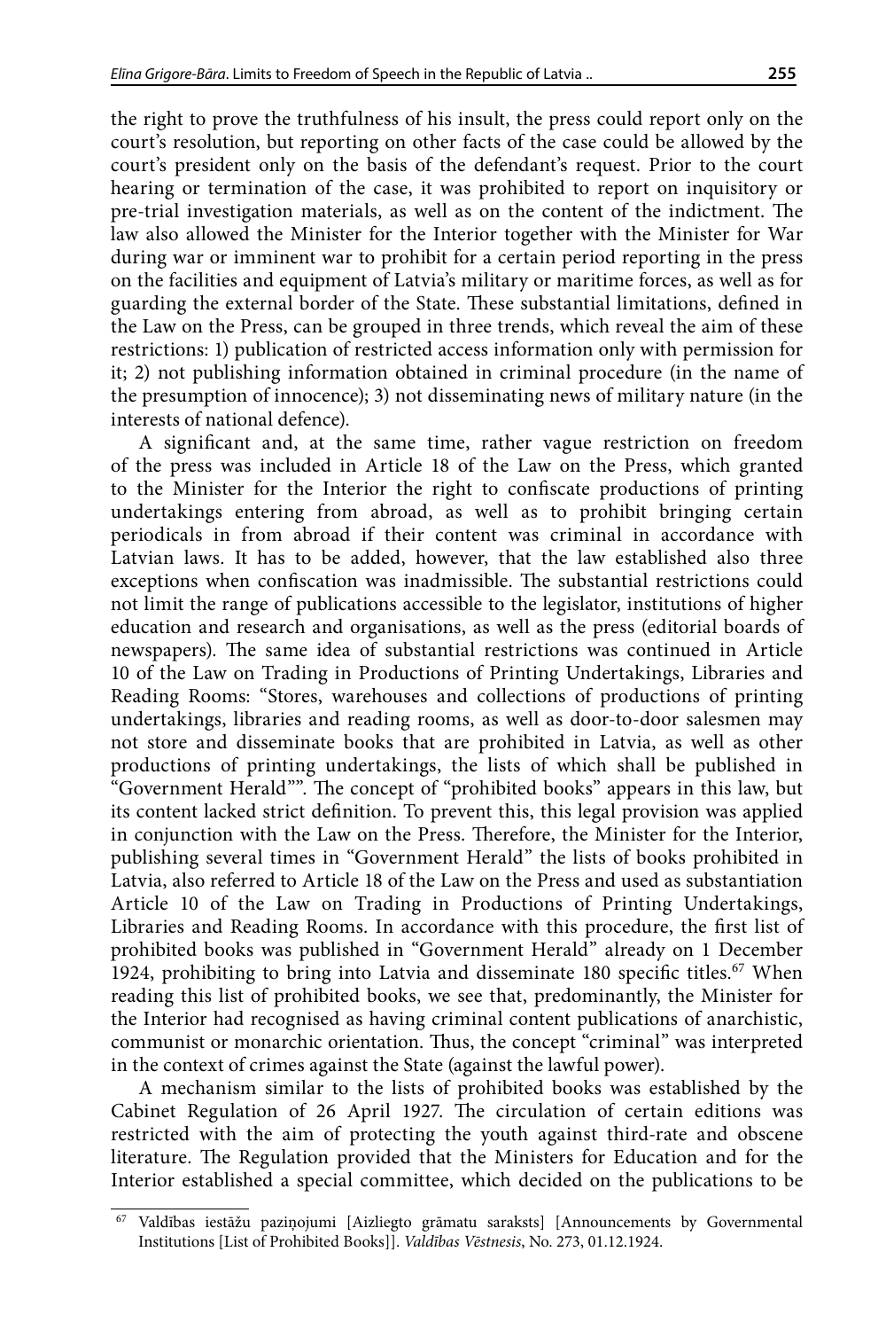the right to prove the truthfulness of his insult, the press could report only on the court's resolution, but reporting on other facts of the case could be allowed by the court's president only on the basis of the defendant's request. Prior to the court hearing or termination of the case, it was prohibited to report on inquisitory or pre-trial investigation materials, as well as on the content of the indictment. The law also allowed the Minister for the Interior together with the Minister for War during war or imminent war to prohibit for a certain period reporting in the press on the facilities and equipment of Latvia's military or maritime forces, as well as for guarding the external border of the State. These substantial limitations, defined in the Law on the Press, can be grouped in three trends, which reveal the aim of these restrictions: 1) publication of restricted access information only with permission for it; 2) not publishing information obtained in criminal procedure (in the name of the presumption of innocence); 3) not disseminating news of military nature (in the interests of national defence).

A significant and, at the same time, rather vague restriction on freedom of the press was included in Article 18 of the Law on the Press, which granted to the Minister for the Interior the right to confiscate productions of printing undertakings entering from abroad, as well as to prohibit bringing certain periodicals in from abroad if their content was criminal in accordance with Latvian laws. It has to be added, however, that the law established also three exceptions when confiscation was inadmissible. The substantial restrictions could not limit the range of publications accessible to the legislator, institutions of higher education and research and organisations, as well as the press (editorial boards of newspapers). The same idea of substantial restrictions was continued in Article 10 of the Law on Trading in Productions of Printing Undertakings, Libraries and Reading Rooms: "Stores, warehouses and collections of productions of printing undertakings, libraries and reading rooms, as well as door-to-door salesmen may not store and disseminate books that are prohibited in Latvia, as well as other productions of printing undertakings, the lists of which shall be published in "Government Herald"". The concept of "prohibited books" appears in this law, but its content lacked strict definition. To prevent this, this legal provision was applied in conjunction with the Law on the Press. Therefore, the Minister for the Interior, publishing several times in "Government Herald" the lists of books prohibited in Latvia, also referred to Article 18 of the Law on the Press and used as substantiation Article 10 of the Law on Trading in Productions of Printing Undertakings, Libraries and Reading Rooms. In accordance with this procedure, the first list of prohibited books was published in "Government Herald" already on 1 December 1924, prohibiting to bring into Latvia and disseminate 180 specific titles.[67] When reading this list of prohibited books, we see that, predominantly, the Minister for the Interior had recognised as having criminal content publications of anarchistic, communist or monarchic orientation. Thus, the concept "criminal" was interpreted in the context of crimes against the State (against the lawful power).

A mechanism similar to the lists of prohibited books was established by the Cabinet Regulation of 26 April 1927. The circulation of certain editions was restricted with the aim of protecting the youth against third-rate and obscene literature. The Regulation provided that the Ministers for Education and for the Interior established a special committee, which decided on the publications to be

---

[67] Valdības iestāžu paziņojumi [Aizliegto grāmatu saraksts] [Announcements by Governmental Institutions [List of Prohibited Books]]. *Valdības Vēstnesis*, No. 273, 01.12.1924.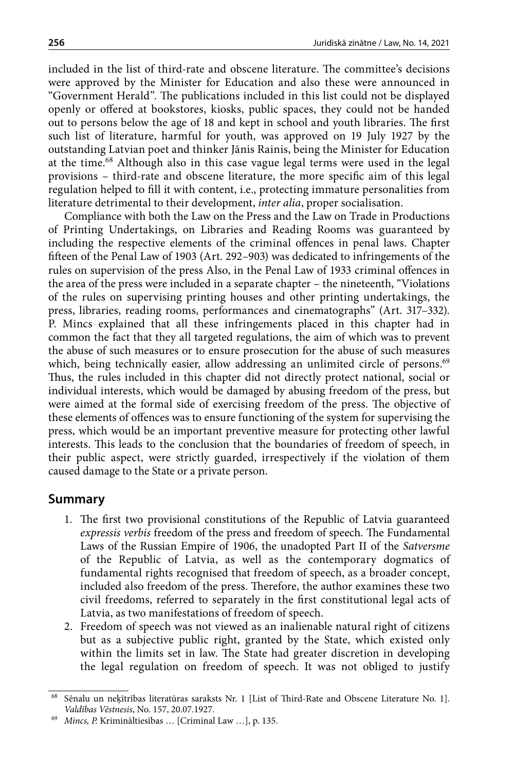included in the list of third-rate and obscene literature. The committee's decisions were approved by the Minister for Education and also these were announced in "Government Herald". The publications included in this list could not be displayed openly or offered at bookstores, kiosks, public spaces, they could not be handed out to persons below the age of 18 and kept in school and youth libraries. The first such list of literature, harmful for youth, was approved on 19 July 1927 by the outstanding Latvian poet and thinker Jānis Rainis, being the Minister for Education at the time.[68] Although also in this case vague legal terms were used in the legal provisions – third-rate and obscene literature, the more specific aim of this legal regulation helped to fill it with content, i.e., protecting immature personalities from literature detrimental to their development, *inter alia*, proper socialisation.

Compliance with both the Law on the Press and the Law on Trade in Productions of Printing Undertakings, on Libraries and Reading Rooms was guaranteed by including the respective elements of the criminal offences in penal laws. Chapter fifteen of the Penal Law of 1903 (Art. 292–903) was dedicated to infringements of the rules on supervision of the press Also, in the Penal Law of 1933 criminal offences in the area of the press were included in a separate chapter – the nineteenth, "Violations of the rules on supervising printing houses and other printing undertakings, the press, libraries, reading rooms, performances and cinematographs" (Art. 317–332). P. Mincs explained that all these infringements placed in this chapter had in common the fact that they all targeted regulations, the aim of which was to prevent the abuse of such measures or to ensure prosecution for the abuse of such measures which, being technically easier, allow addressing an unlimited circle of persons.[69] Thus, the rules included in this chapter did not directly protect national, social or individual interests, which would be damaged by abusing freedom of the press, but were aimed at the formal side of exercising freedom of the press. The objective of these elements of offences was to ensure functioning of the system for supervising the press, which would be an important preventive measure for protecting other lawful interests. This leads to the conclusion that the boundaries of freedom of speech, in their public aspect, were strictly guarded, irrespectively if the violation of them caused damage to the State or a private person.

## Summary

1. The first two provisional constitutions of the Republic of Latvia guaranteed *expressis verbis* freedom of the press and freedom of speech. The Fundamental Laws of the Russian Empire of 1906, the unadopted Part II of the *Satversme* of the Republic of Latvia, as well as the contemporary dogmatics of fundamental rights recognised that freedom of speech, as a broader concept, included also freedom of the press. Therefore, the author examines these two civil freedoms, referred to separately in the first constitutional legal acts of Latvia, as two manifestations of freedom of speech.
2. Freedom of speech was not viewed as an inalienable natural right of citizens but as a subjective public right, granted by the State, which existed only within the limits set in law. The State had greater discretion in developing the legal regulation on freedom of speech. It was not obliged to justify

---

[68] Sēnalu un neķītrības literatūras saraksts Nr. 1 [List of Third-Rate and Obscene Literature No. 1]. *Valdības Vēstnesis*, No. 157, 20.07.1927.

[69] *Mincs, P.* Krimināltiesības … [Criminal Law …], p. 135.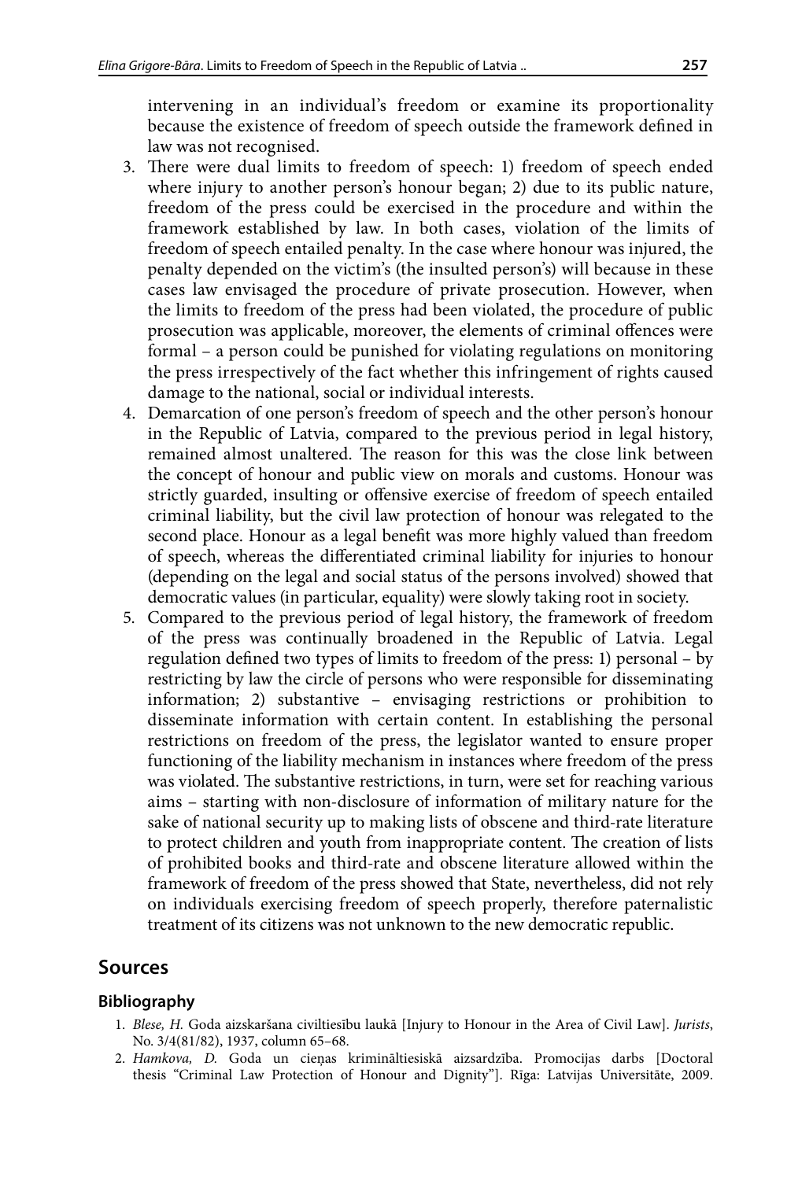intervening in an individual's freedom or examine its proportionality because the existence of freedom of speech outside the framework defined in law was not recognised.

3. There were dual limits to freedom of speech: 1) freedom of speech ended where injury to another person's honour began; 2) due to its public nature, freedom of the press could be exercised in the procedure and within the framework established by law. In both cases, violation of the limits of freedom of speech entailed penalty. In the case where honour was injured, the penalty depended on the victim's (the insulted person's) will because in these cases law envisaged the procedure of private prosecution. However, when the limits to freedom of the press had been violated, the procedure of public prosecution was applicable, moreover, the elements of criminal offences were formal – a person could be punished for violating regulations on monitoring the press irrespectively of the fact whether this infringement of rights caused damage to the national, social or individual interests.
4. Demarcation of one person's freedom of speech and the other person's honour in the Republic of Latvia, compared to the previous period in legal history, remained almost unaltered. The reason for this was the close link between the concept of honour and public view on morals and customs. Honour was strictly guarded, insulting or offensive exercise of freedom of speech entailed criminal liability, but the civil law protection of honour was relegated to the second place. Honour as a legal benefit was more highly valued than freedom of speech, whereas the differentiated criminal liability for injuries to honour (depending on the legal and social status of the persons involved) showed that democratic values (in particular, equality) were slowly taking root in society.
5. Compared to the previous period of legal history, the framework of freedom of the press was continually broadened in the Republic of Latvia. Legal regulation defined two types of limits to freedom of the press: 1) personal – by restricting by law the circle of persons who were responsible for disseminating information; 2) substantive – envisaging restrictions or prohibition to disseminate information with certain content. In establishing the personal restrictions on freedom of the press, the legislator wanted to ensure proper functioning of the liability mechanism in instances where freedom of the press was violated. The substantive restrictions, in turn, were set for reaching various aims – starting with non-disclosure of information of military nature for the sake of national security up to making lists of obscene and third-rate literature to protect children and youth from inappropriate content. The creation of lists of prohibited books and third-rate and obscene literature allowed within the framework of freedom of the press showed that State, nevertheless, did not rely on individuals exercising freedom of speech properly, therefore paternalistic treatment of its citizens was not unknown to the new democratic republic.

## Sources

### Bibliography

1. *Blese, H.* Goda aizskaršana civiltiesību laukā [Injury to Honour in the Area of Civil Law]. *Jurists*, No. 3/4(81/82), 1937, column 65–68.
2. *Hamkova, D.* Goda un cieņas krimināltiesiskā aizsardzība. Promocijas darbs [Doctoral thesis "Criminal Law Protection of Honour and Dignity"]. Rīga: Latvijas Universitāte, 2009.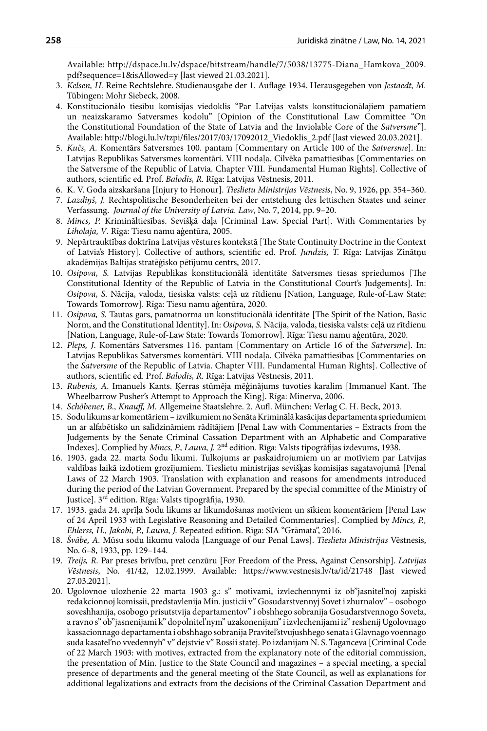Available: http://dspace.lu.lv/dspace/bitstream/handle/7/5038/13775-Diana_Hamkova_2009.pdf?sequence=1&isAllowed=y [last viewed 21.03.2021].

3. *Kelsen, H.* Reine Rechtslehre. Studienausgabe der 1. Auflage 1934. Herausgegeben von *Jestaedt, M.* Tübingen: Mohr Siebeck, 2008.
4. Konstitucionālo tiesību komisijas viedoklis "Par Latvijas valsts konstitucionālajiem pamatiem un neaizskaramo Satversmes kodolu" [Opinion of the Constitutional Law Committee "On the Constitutional Foundation of the State of Latvia and the Inviolable Core of the *Satversme*"]. Available: http://blogi.lu.lv/tzpi/files/2017/03/17092012_Viedoklis_2.pdf [last viewed 20.03.2021].
5. *Kučs, A.* Komentārs Satversmes 100. pantam [Commentary on Article 100 of the *Satversme*]. In: Latvijas Republikas Satversmes komentāri. VIII nodaļa. Cilvēka pamattiesības [Commentaries on the Satversme of the Republic of Latvia. Chapter VIII. Fundamental Human Rights]. Collective of authors, scientific ed. Prof. *Balodis, R.* Rīga: Latvijas Vēstnesis, 2011.
6. K. V. Goda aizskaršana [Injury to Honour]. *Tieslietu Ministrijas Vēstnesis*, No. 9, 1926, pp. 354–360.
7. *Lazdiņš, J.* Rechtspolitische Besonderheiten bei der entstehung des lettischen Staates und seiner Verfassung. *Journal of the University of Latvia. Law*, No. 7, 2014, pp. 9–20.
8. *Mincs, P.* Krimināltiesības. Sevišķā daļa [Criminal Law. Special Part]. With Commentaries by *Liholaja, V*. Rīga: Tiesu namu aģentūra, 2005.
9. Nepārtrauktības doktrīna Latvijas vēstures kontekstā [The State Continuity Doctrine in the Context of Latvia's History]. Collective of authors, scientific ed. Prof. *Jundzis, T.* Rīga: Latvijas Zinātņu akadēmijas Baltijas stratēģisko pētījumu centrs, 2017.
10. *Osipova, S.* Latvijas Republikas konstitucionālā identitāte Satversmes tiesas spriedumos [The Constitutional Identity of the Republic of Latvia in the Constitutional Court's Judgements]. In: *Osipova, S.* Nācija, valoda, tiesiska valsts: ceļā uz rītdienu [Nation, Language, Rule-of-Law State: Towards Tomorrow]. Rīga: Tiesu namu aģentūra, 2020.
11. *Osipova, S.* Tautas gars, pamatnorma un konstitucionālā identitāte [The Spirit of the Nation, Basic Norm, and the Constitutional Identity]. In: *Osipova, S.* Nācija, valoda, tiesiska valsts: ceļā uz rītdienu [Nation, Language, Rule-of-Law State: Towards Tomorrow]. Rīga: Tiesu namu aģentūra, 2020.
12. *Pleps, J*. Komentārs Satversmes 116. pantam [Commentary on Article 16 of the *Satversme*]. In: Latvijas Republikas Satversmes komentāri. VIII nodaļa. Cilvēka pamattiesības [Commentaries on the *Satversme* of the Republic of Latvia. Chapter VIII. Fundamental Human Rights]. Collective of authors, scientific ed. Prof. *Balodis, R.* Rīga: Latvijas Vēstnesis, 2011.
13. *Rubenis, A*. Imanuels Kants. Ķerras stūmēja mēģinājums tuvoties karalim [Immanuel Kant. The Wheelbarrow Pusher's Attempt to Approach the King]. Rīga: Minerva, 2006.
14. *Schöbener, B., Knauff, M.* Allgemeine Staatslehre. 2. Aufl. München: Verlag C. H. Beck, 2013.
15. Sodu likums ar komentāriem – izvilkumiem no Senāta Kriminālā kasācijas departamenta spriedumiem un ar alfabētisko un salīdzināmiem rādītājiem [Penal Law with Commentaries – Extracts from the Judgements by the Senate Criminal Cassation Department with an Alphabetic and Comparative Indexes]. Complied by *Mincs, P., Lauva, J.* 2nd edition. Rīga: Valsts tipogrāfijas izdevums, 1938.
16. 1903. gada 22. marta Sodu likumi. Tulkojums ar paskaidrojumiem un ar motīviem par Latvijas valdības laikā izdotiem grozījumiem. Tieslietu ministrijas sevišķas komisijas sagatavojumā [Penal Laws of 22 March 1903. Translation with explanation and reasons for amendments introduced during the period of the Latvian Government. Prepared by the special committee of the Ministry of Justice]. 3rd edition. Rīga: Valsts tipogrāfija, 1930.
17. 1933. gada 24. aprīļa Sodu likums ar likumdošanas motīviem un sīkiem komentāriem [Penal Law of 24 April 1933 with Legislative Reasoning and Detailed Commentaries]. Complied by *Mincs, P., Ehlerss, H., Jakobi, P., Lauva, J.* Repeated edition. Rīga: SIA "Grāmata", 2016.
18. *Švābe, A.* Mūsu sodu likumu valoda [Language of our Penal Laws]. *Tieslietu Ministrijas* Vēstnesis, No. 6–8, 1933, pp. 129–144.
19. *Treijs, R.* Par preses brīvību, pret cenzūru [For Freedom of the Press, Against Censorship]. *Latvijas Vēstnesis*, No. 41/42, 12.02.1999. Available: https://www.vestnesis.lv/ta/id/21748 [last viewed 27.03.2021].
20. Ugolovnoe ulozhenie 22 marta 1903 g.: s" motivami, izvlechennymi iz ob"jasnitel'noj zapiski redakcionnoj komissii, predstavlenija Min. justicii v" Gosudarstvennyj Sovet i zhurnalov" – osobogo soveshhanija, osobogo prisutstvija departamentov" i obshhego sobranija Gosudarstvennogo Soveta, a ravno s" ob"jasnenijami k" dopolnitel'nym" uzakonenijam" i izvlechenijami iz" reshenij Ugolovnago kassacionnago departamenta i obshhago sobranija Pravitel'stvujushhego senata i Glavnago voennago suda kasatel'no vvedennyh" v" dejstvie v" Rossii statej. Po izdanijam N. S. Taganceva [Criminal Code of 22 March 1903: with motives, extracted from the explanatory note of the editorial commission, the presentation of Min. Justice to the State Council and magazines – a special meeting, a special presence of departments and the general meeting of the State Council, as well as explanations for additional legalizations and extracts from the decisions of the Criminal Cassation Department and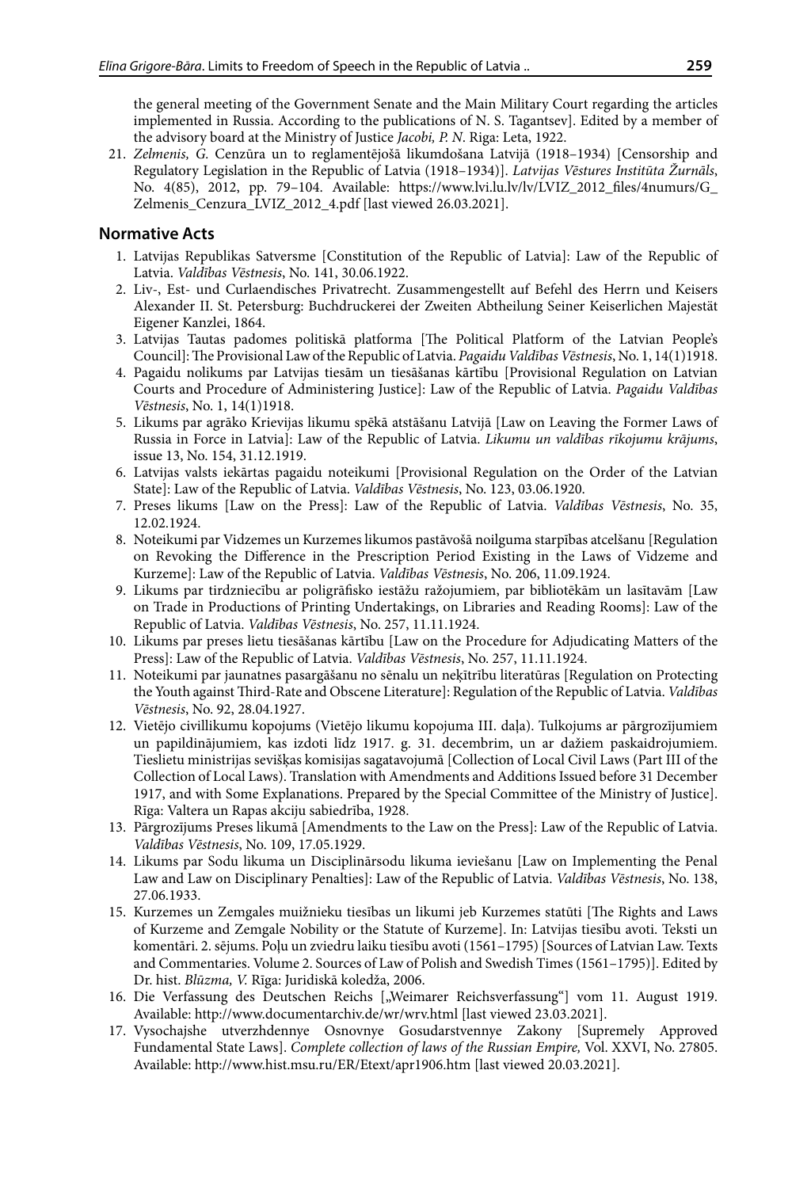the general meeting of the Government Senate and the Main Military Court regarding the articles implemented in Russia. According to the publications of N. S. Tagantsev]. Edited by a member of the advisory board at the Ministry of Justice *Jacobi, P. N.* Riga: Leta, 1922.

21. *Zelmenis, G.* Cenzūra un to reglamentējošā likumdošana Latvijā (1918–1934) [Censorship and Regulatory Legislation in the Republic of Latvia (1918–1934)]. *Latvijas Vēstures Institūta Žurnāls*, No. 4(85), 2012, pp. 79–104. Available: https://www.lvi.lu.lv/lv/LVIZ_2012_files/4numurs/G_Zelmenis_Cenzura_LVIZ_2012_4.pdf [last viewed 26.03.2021].

## Normative Acts

1. Latvijas Republikas Satversme [Constitution of the Republic of Latvia]: Law of the Republic of Latvia. *Valdības Vēstnesis*, No. 141, 30.06.1922.
2. Liv-, Est- und Curlaendisches Privatrecht. Zusammengestellt auf Befehl des Herrn und Keisers Alexander II. St. Petersburg: Buchdruckerei der Zweiten Abtheilung Seiner Keiserlichen Majestät Eigener Kanzlei, 1864.
3. Latvijas Tautas padomes politiskā platforma [The Political Platform of the Latvian People's Council]: The Provisional Law of the Republic of Latvia. *Pagaidu Valdības Vēstnesis*, No. 1, 14(1)1918.
4. Pagaidu nolikums par Latvijas tiesām un tiesāšanas kārtību [Provisional Regulation on Latvian Courts and Procedure of Administering Justice]: Law of the Republic of Latvia. *Pagaidu Valdības Vēstnesis*, No. 1, 14(1)1918.
5. Likums par agrāko Krievijas likumu spēkā atstāšanu Latvijā [Law on Leaving the Former Laws of Russia in Force in Latvia]: Law of the Republic of Latvia. *Likumu un valdības rīkojumu krājums*, issue 13, No. 154, 31.12.1919.
6. Latvijas valsts iekārtas pagaidu noteikumi [Provisional Regulation on the Order of the Latvian State]: Law of the Republic of Latvia. *Valdības Vēstnesis*, No. 123, 03.06.1920.
7. Preses likums [Law on the Press]: Law of the Republic of Latvia. *Valdības Vēstnesis*, No. 35, 12.02.1924.
8. Noteikumi par Vidzemes un Kurzemes likumos pastāvošā noilguma starpības atcelšanu [Regulation on Revoking the Difference in the Prescription Period Existing in the Laws of Vidzeme and Kurzeme]: Law of the Republic of Latvia. *Valdības Vēstnesis*, No. 206, 11.09.1924.
9. Likums par tirdzniecību ar poligrāfisko iestāžu ražojumiem, par bibliotēkām un lasītavām [Law on Trade in Productions of Printing Undertakings, on Libraries and Reading Rooms]: Law of the Republic of Latvia. *Valdības Vēstnesis*, No. 257, 11.11.1924.
10. Likums par preses lietu tiesāšanas kārtību [Law on the Procedure for Adjudicating Matters of the Press]: Law of the Republic of Latvia. *Valdības Vēstnesis*, No. 257, 11.11.1924.
11. Noteikumi par jaunatnes pasargāšanu no sēnalu un neķītrību literatūras [Regulation on Protecting the Youth against Third-Rate and Obscene Literature]: Regulation of the Republic of Latvia. *Valdības Vēstnesis*, No. 92, 28.04.1927.
12. Vietējo civillikumu kopojums (Vietējo likumu kopojuma III. daļa). Tulkojums ar pārgrozījumiem un papildinājumiem, kas izdoti līdz 1917. g. 31. decembrim, un ar dažiem paskaidrojumiem. Tieslietu ministrijas sevišķas komisijas sagatavojumā [Collection of Local Civil Laws (Part III of the Collection of Local Laws). Translation with Amendments and Additions Issued before 31 December 1917, and with Some Explanations. Prepared by the Special Committee of the Ministry of Justice]. Rīga: Valtera un Rapas akciju sabiedrība, 1928.
13. Pārgrozījums Preses likumā [Amendments to the Law on the Press]: Law of the Republic of Latvia. *Valdības Vēstnesis*, No. 109, 17.05.1929.
14. Likums par Sodu likuma un Disciplinārsodu likuma ieviešanu [Law on Implementing the Penal Law and Law on Disciplinary Penalties]: Law of the Republic of Latvia. *Valdības Vēstnesis*, No. 138, 27.06.1933.
15. Kurzemes un Zemgales muižnieku tiesības un likumi jeb Kurzemes statūti [The Rights and Laws of Kurzeme and Zemgale Nobility or the Statute of Kurzeme]. In: Latvijas tiesību avoti. Teksti un komentāri. 2. sējums. Poļu un zviedru laiku tiesību avoti (1561–1795) [Sources of Latvian Law. Texts and Commentaries. Volume 2. Sources of Law of Polish and Swedish Times (1561–1795)]. Edited by Dr. hist. *Blūzma, V.* Rīga: Juridiskā koledža, 2006.
16. Die Verfassung des Deutschen Reichs [„Weimarer Reichsverfassung"] vom 11. August 1919. Available: http://www.documentarchiv.de/wr/wrv.html [last viewed 23.03.2021].
17. Vysochajshe utverzhdennye Osnovnye Gosudarstvennye Zakony [Supremely Approved Fundamental State Laws]. *Complete collection of laws of the Russian Empire,* Vol. XXVI, No. 27805. Available: http://www.hist.msu.ru/ER/Etext/apr1906.htm [last viewed 20.03.2021].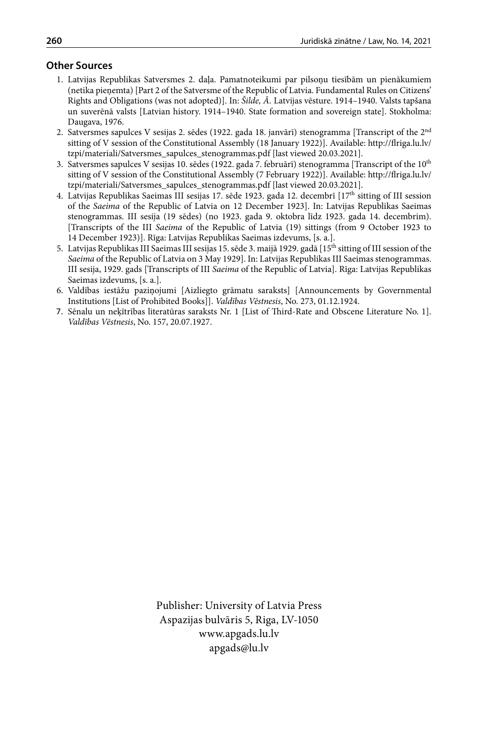## Other Sources

1. Latvijas Republikas Satversmes 2. daļa. Pamatnoteikumi par pilsoņu tiesībām un pienākumiem (netika pieņemta) [Part 2 of the Satversme of the Republic of Latvia. Fundamental Rules on Citizens' Rights and Obligations (was not adopted)]. In: *Šilde, Ā.* Latvijas vēsture. 1914–1940. Valsts tapšana un suverēnā valsts [Latvian history. 1914–1940. State formation and sovereign state]. Stokholma: Daugava, 1976.
2. Satversmes sapulces V sesijas 2. sēdes (1922. gada 18. janvārī) stenogramma [Transcript of the 2nd sitting of V session of the Constitutional Assembly (18 January 1922)]. Available: http://flriga.lu.lv/tzpi/materiali/Satversmes_sapulces_stenogrammas.pdf [last viewed 20.03.2021].
3. Satversmes sapulces V sesijas 10. sēdes (1922. gada 7. februārī) stenogramma [Transcript of the 10th sitting of V session of the Constitutional Assembly (7 February 1922)]. Available: http://flriga.lu.lv/tzpi/materiali/Satversmes_sapulces_stenogrammas.pdf [last viewed 20.03.2021].
4. Latvijas Republikas Saeimas III sesijas 17. sēde 1923. gada 12. decembrī [17th sitting of III session of the *Saeima* of the Republic of Latvia on 12 December 1923]. In: Latvijas Republikas Saeimas stenogrammas. III sesija (19 sēdes) (no 1923. gada 9. oktobra līdz 1923. gada 14. decembrim). [Transcripts of the III *Saeima* of the Republic of Latvia (19) sittings (from 9 October 1923 to 14 December 1923)]. Rīga: Latvijas Republikas Saeimas izdevums, [s. a.].
5. Latvijas Republikas III Saeimas III sesijas 15. sēde 3. maijā 1929. gadā [15th sitting of III session of the *Saeima* of the Republic of Latvia on 3 May 1929]. In: Latvijas Republikas III Saeimas stenogrammas. III sesija, 1929. gads [Transcripts of III *Saeima* of the Republic of Latvia]. Rīga: Latvijas Republikas Saeimas izdevums, [s. a.].
6. Valdības iestāžu paziņojumi [Aizliegto grāmatu saraksts] [Announcements by Governmental Institutions [List of Prohibited Books]]. *Valdības Vēstnesis*, No. 273, 01.12.1924.
7. Sēnalu un neķītrības literatūras saraksts Nr. 1 [List of Third-Rate and Obscene Literature No. 1]. *Valdības Vēstnesis*, No. 157, 20.07.1927.

Publisher: University of Latvia Press
Aspazijas bulvāris 5, Riga, LV-1050
www.apgads.lu.lv
apgads@lu.lv